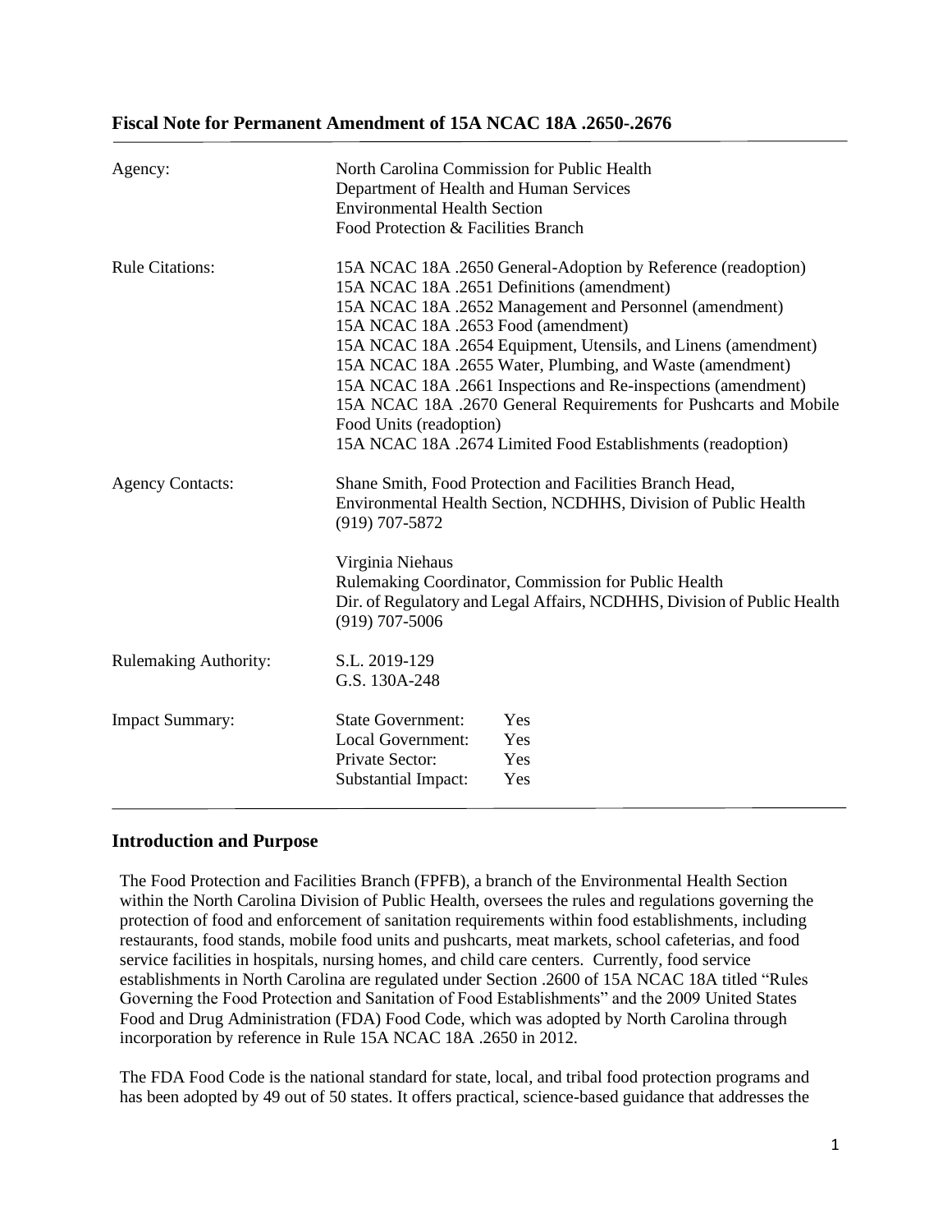## Fiscal Note for Permanent Amendment of 15A NCAC 18A .2650-.2676

| | |
|---|---|
| Agency: | North Carolina Commission for Public Health<br>Department of Health and Human Services<br>Environmental Health Section<br>Food Protection & Facilities Branch |
| Rule Citations: | 15A NCAC 18A .2650 General-Adoption by Reference (readoption)<br>15A NCAC 18A .2651 Definitions (amendment)<br>15A NCAC 18A .2652 Management and Personnel (amendment)<br>15A NCAC 18A .2653 Food (amendment)<br>15A NCAC 18A .2654 Equipment, Utensils, and Linens (amendment)<br>15A NCAC 18A .2655 Water, Plumbing, and Waste (amendment)<br>15A NCAC 18A .2661 Inspections and Re-inspections (amendment)<br>15A NCAC 18A .2670 General Requirements for Pushcarts and Mobile Food Units (readoption)<br>15A NCAC 18A .2674 Limited Food Establishments (readoption) |
| Agency Contacts: | Shane Smith, Food Protection and Facilities Branch Head,<br>Environmental Health Section, NCDHHS, Division of Public Health<br>(919) 707-5872<br><br>Virginia Niehaus<br>Rulemaking Coordinator, Commission for Public Health<br>Dir. of Regulatory and Legal Affairs, NCDHHS, Division of Public Health<br>(919) 707-5006 |
| Rulemaking Authority: | S.L. 2019-129<br>G.S. 130A-248 |
| Impact Summary: | State Government: Yes<br>Local Government: Yes<br>Private Sector: Yes<br>Substantial Impact: Yes |

### Introduction and Purpose

The Food Protection and Facilities Branch (FPFB), a branch of the Environmental Health Section within the North Carolina Division of Public Health, oversees the rules and regulations governing the protection of food and enforcement of sanitation requirements within food establishments, including restaurants, food stands, mobile food units and pushcarts, meat markets, school cafeterias, and food service facilities in hospitals, nursing homes, and child care centers. Currently, food service establishments in North Carolina are regulated under Section .2600 of 15A NCAC 18A titled "Rules Governing the Food Protection and Sanitation of Food Establishments" and the 2009 United States Food and Drug Administration (FDA) Food Code, which was adopted by North Carolina through incorporation by reference in Rule 15A NCAC 18A .2650 in 2012.

The FDA Food Code is the national standard for state, local, and tribal food protection programs and has been adopted by 49 out of 50 states. It offers practical, science-based guidance that addresses the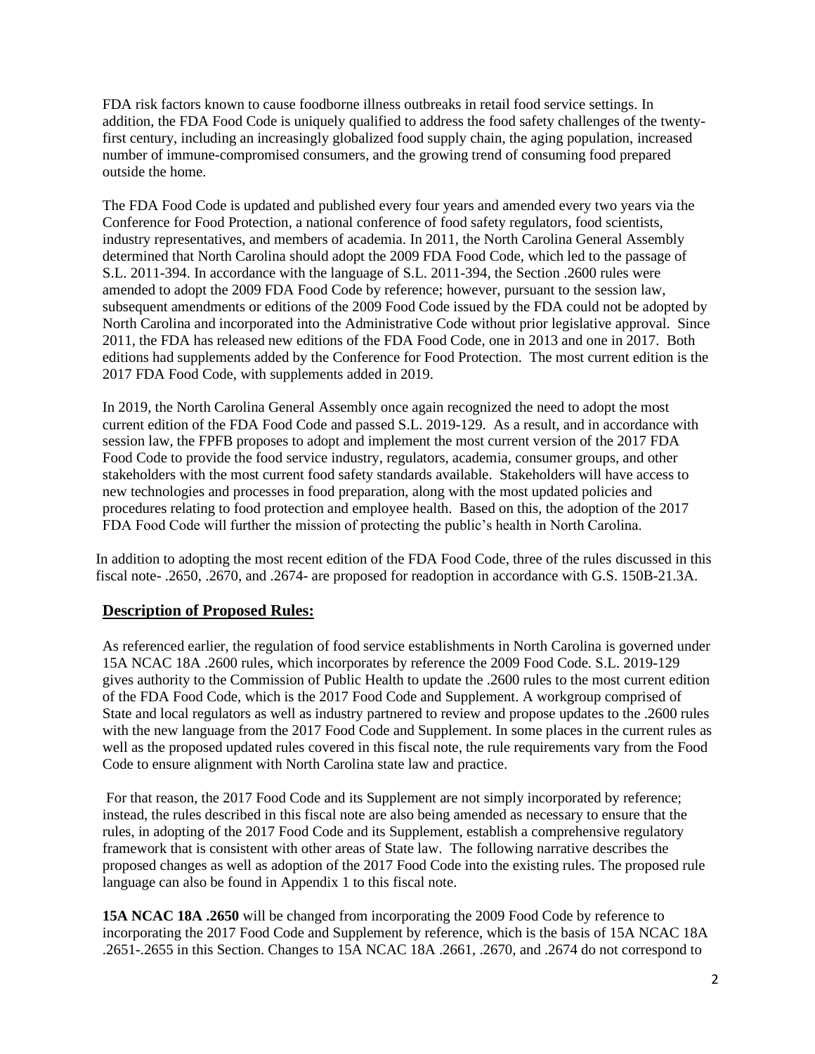FDA risk factors known to cause foodborne illness outbreaks in retail food service settings. In addition, the FDA Food Code is uniquely qualified to address the food safety challenges of the twenty-first century, including an increasingly globalized food supply chain, the aging population, increased number of immune-compromised consumers, and the growing trend of consuming food prepared outside the home.

The FDA Food Code is updated and published every four years and amended every two years via the Conference for Food Protection, a national conference of food safety regulators, food scientists, industry representatives, and members of academia. In 2011, the North Carolina General Assembly determined that North Carolina should adopt the 2009 FDA Food Code, which led to the passage of S.L. 2011-394. In accordance with the language of S.L. 2011-394, the Section .2600 rules were amended to adopt the 2009 FDA Food Code by reference; however, pursuant to the session law, subsequent amendments or editions of the 2009 Food Code issued by the FDA could not be adopted by North Carolina and incorporated into the Administrative Code without prior legislative approval. Since 2011, the FDA has released new editions of the FDA Food Code, one in 2013 and one in 2017. Both editions had supplements added by the Conference for Food Protection. The most current edition is the 2017 FDA Food Code, with supplements added in 2019.

In 2019, the North Carolina General Assembly once again recognized the need to adopt the most current edition of the FDA Food Code and passed S.L. 2019-129. As a result, and in accordance with session law, the FPFB proposes to adopt and implement the most current version of the 2017 FDA Food Code to provide the food service industry, regulators, academia, consumer groups, and other stakeholders with the most current food safety standards available. Stakeholders will have access to new technologies and processes in food preparation, along with the most updated policies and procedures relating to food protection and employee health. Based on this, the adoption of the 2017 FDA Food Code will further the mission of protecting the public's health in North Carolina.

In addition to adopting the most recent edition of the FDA Food Code, three of the rules discussed in this fiscal note- .2650, .2670, and .2674- are proposed for readoption in accordance with G.S. 150B-21.3A.

## Description of Proposed Rules:

As referenced earlier, the regulation of food service establishments in North Carolina is governed under 15A NCAC 18A .2600 rules, which incorporates by reference the 2009 Food Code. S.L. 2019-129 gives authority to the Commission of Public Health to update the .2600 rules to the most current edition of the FDA Food Code, which is the 2017 Food Code and Supplement. A workgroup comprised of State and local regulators as well as industry partnered to review and propose updates to the .2600 rules with the new language from the 2017 Food Code and Supplement. In some places in the current rules as well as the proposed updated rules covered in this fiscal note, the rule requirements vary from the Food Code to ensure alignment with North Carolina state law and practice.

For that reason, the 2017 Food Code and its Supplement are not simply incorporated by reference; instead, the rules described in this fiscal note are also being amended as necessary to ensure that the rules, in adopting of the 2017 Food Code and its Supplement, establish a comprehensive regulatory framework that is consistent with other areas of State law. The following narrative describes the proposed changes as well as adoption of the 2017 Food Code into the existing rules. The proposed rule language can also be found in Appendix 1 to this fiscal note.

**15A NCAC 18A .2650** will be changed from incorporating the 2009 Food Code by reference to incorporating the 2017 Food Code and Supplement by reference, which is the basis of 15A NCAC 18A .2651-.2655 in this Section. Changes to 15A NCAC 18A .2661, .2670, and .2674 do not correspond to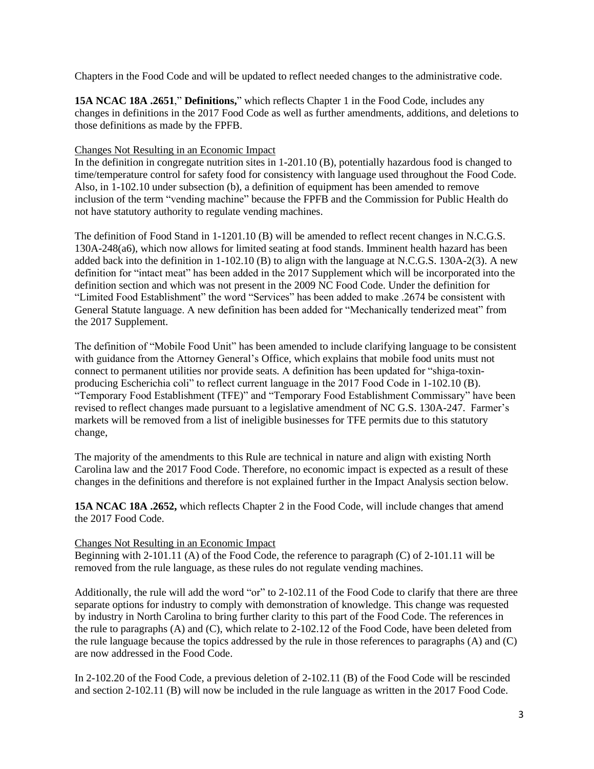Chapters in the Food Code and will be updated to reflect needed changes to the administrative code.

**15A NCAC 18A .2651**," **Definitions,**" which reflects Chapter 1 in the Food Code, includes any changes in definitions in the 2017 Food Code as well as further amendments, additions, and deletions to those definitions as made by the FPFB.

<u>Changes Not Resulting in an Economic Impact</u>

In the definition in congregate nutrition sites in 1-201.10 (B), potentially hazardous food is changed to time/temperature control for safety food for consistency with language used throughout the Food Code. Also, in 1-102.10 under subsection (b), a definition of equipment has been amended to remove inclusion of the term "vending machine" because the FPFB and the Commission for Public Health do not have statutory authority to regulate vending machines.

The definition of Food Stand in 1-1201.10 (B) will be amended to reflect recent changes in N.C.G.S. 130A-248(a6), which now allows for limited seating at food stands. Imminent health hazard has been added back into the definition in 1-102.10 (B) to align with the language at N.C.G.S. 130A-2(3). A new definition for "intact meat" has been added in the 2017 Supplement which will be incorporated into the definition section and which was not present in the 2009 NC Food Code. Under the definition for "Limited Food Establishment" the word "Services" has been added to make .2674 be consistent with General Statute language. A new definition has been added for "Mechanically tenderized meat" from the 2017 Supplement.

The definition of "Mobile Food Unit" has been amended to include clarifying language to be consistent with guidance from the Attorney General's Office, which explains that mobile food units must not connect to permanent utilities nor provide seats. A definition has been updated for "shiga-toxin-producing Escherichia coli" to reflect current language in the 2017 Food Code in 1-102.10 (B). "Temporary Food Establishment (TFE)" and "Temporary Food Establishment Commissary" have been revised to reflect changes made pursuant to a legislative amendment of NC G.S. 130A-247. Farmer's markets will be removed from a list of ineligible businesses for TFE permits due to this statutory change,

The majority of the amendments to this Rule are technical in nature and align with existing North Carolina law and the 2017 Food Code. Therefore, no economic impact is expected as a result of these changes in the definitions and therefore is not explained further in the Impact Analysis section below.

**15A NCAC 18A .2652,** which reflects Chapter 2 in the Food Code, will include changes that amend the 2017 Food Code.

<u>Changes Not Resulting in an Economic Impact</u>

Beginning with 2-101.11 (A) of the Food Code, the reference to paragraph (C) of 2-101.11 will be removed from the rule language, as these rules do not regulate vending machines.

Additionally, the rule will add the word "or" to 2-102.11 of the Food Code to clarify that there are three separate options for industry to comply with demonstration of knowledge. This change was requested by industry in North Carolina to bring further clarity to this part of the Food Code. The references in the rule to paragraphs (A) and (C), which relate to 2-102.12 of the Food Code, have been deleted from the rule language because the topics addressed by the rule in those references to paragraphs (A) and (C) are now addressed in the Food Code.

In 2-102.20 of the Food Code, a previous deletion of 2-102.11 (B) of the Food Code will be rescinded and section 2-102.11 (B) will now be included in the rule language as written in the 2017 Food Code.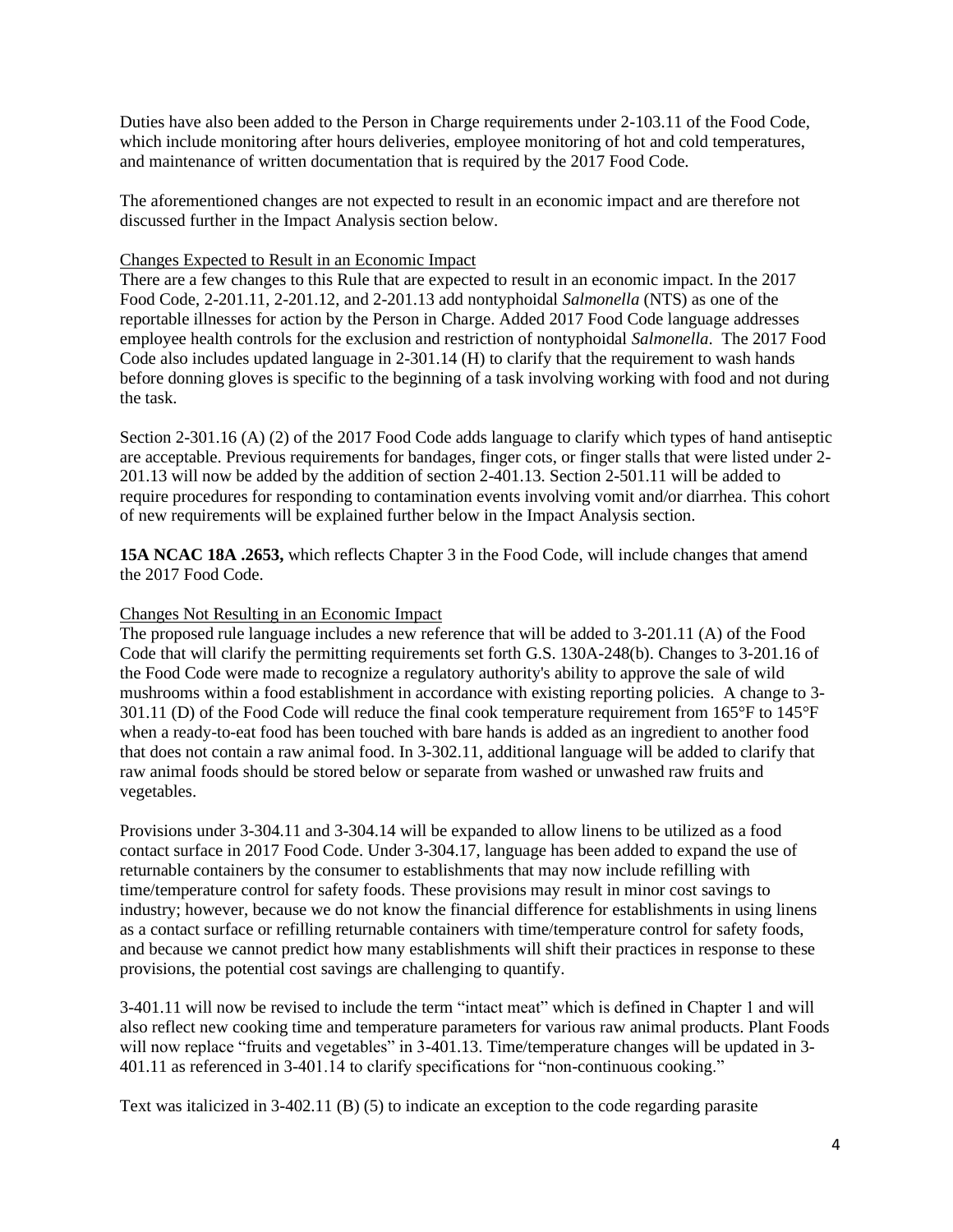Duties have also been added to the Person in Charge requirements under 2-103.11 of the Food Code, which include monitoring after hours deliveries, employee monitoring of hot and cold temperatures, and maintenance of written documentation that is required by the 2017 Food Code.

The aforementioned changes are not expected to result in an economic impact and are therefore not discussed further in the Impact Analysis section below.

<u>Changes Expected to Result in an Economic Impact</u>

There are a few changes to this Rule that are expected to result in an economic impact. In the 2017 Food Code, 2-201.11, 2-201.12, and 2-201.13 add nontyphoidal *Salmonella* (NTS) as one of the reportable illnesses for action by the Person in Charge. Added 2017 Food Code language addresses employee health controls for the exclusion and restriction of nontyphoidal *Salmonella*. The 2017 Food Code also includes updated language in 2-301.14 (H) to clarify that the requirement to wash hands before donning gloves is specific to the beginning of a task involving working with food and not during the task.

Section 2-301.16 (A) (2) of the 2017 Food Code adds language to clarify which types of hand antiseptic are acceptable. Previous requirements for bandages, finger cots, or finger stalls that were listed under 2-201.13 will now be added by the addition of section 2-401.13. Section 2-501.11 will be added to require procedures for responding to contamination events involving vomit and/or diarrhea. This cohort of new requirements will be explained further below in the Impact Analysis section.

**15A NCAC 18A .2653,** which reflects Chapter 3 in the Food Code, will include changes that amend the 2017 Food Code.

<u>Changes Not Resulting in an Economic Impact</u>

The proposed rule language includes a new reference that will be added to 3-201.11 (A) of the Food Code that will clarify the permitting requirements set forth G.S. 130A-248(b). Changes to 3-201.16 of the Food Code were made to recognize a regulatory authority's ability to approve the sale of wild mushrooms within a food establishment in accordance with existing reporting policies. A change to 3-301.11 (D) of the Food Code will reduce the final cook temperature requirement from 165°F to 145°F when a ready-to-eat food has been touched with bare hands is added as an ingredient to another food that does not contain a raw animal food. In 3-302.11, additional language will be added to clarify that raw animal foods should be stored below or separate from washed or unwashed raw fruits and vegetables.

Provisions under 3-304.11 and 3-304.14 will be expanded to allow linens to be utilized as a food contact surface in 2017 Food Code. Under 3-304.17, language has been added to expand the use of returnable containers by the consumer to establishments that may now include refilling with time/temperature control for safety foods. These provisions may result in minor cost savings to industry; however, because we do not know the financial difference for establishments in using linens as a contact surface or refilling returnable containers with time/temperature control for safety foods, and because we cannot predict how many establishments will shift their practices in response to these provisions, the potential cost savings are challenging to quantify.

3-401.11 will now be revised to include the term "intact meat" which is defined in Chapter 1 and will also reflect new cooking time and temperature parameters for various raw animal products. Plant Foods will now replace "fruits and vegetables" in 3-401.13. Time/temperature changes will be updated in 3-401.11 as referenced in 3-401.14 to clarify specifications for "non-continuous cooking."

Text was italicized in 3-402.11 (B) (5) to indicate an exception to the code regarding parasite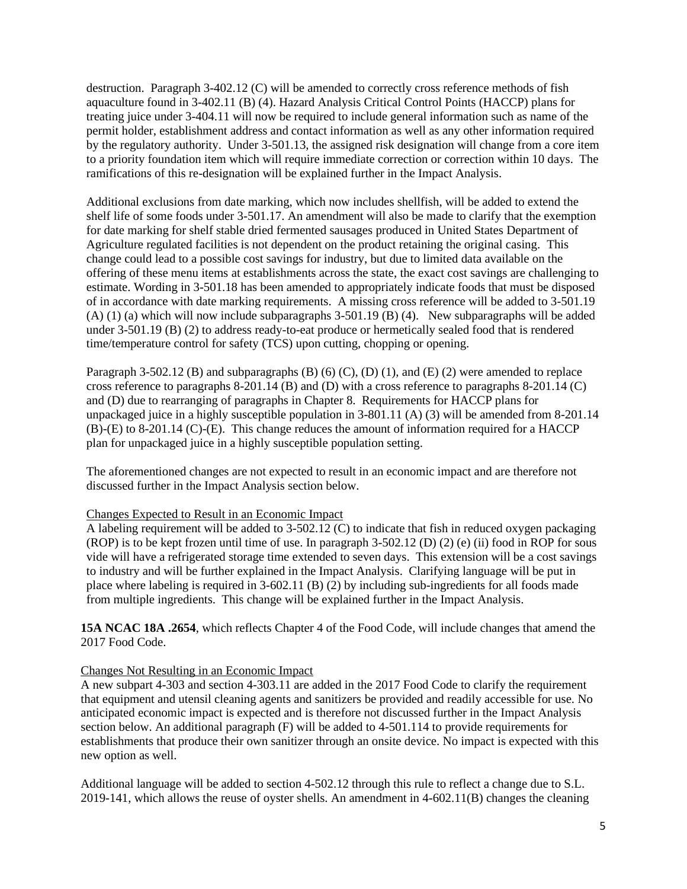destruction. Paragraph 3-402.12 (C) will be amended to correctly cross reference methods of fish aquaculture found in 3-402.11 (B) (4). Hazard Analysis Critical Control Points (HACCP) plans for treating juice under 3-404.11 will now be required to include general information such as name of the permit holder, establishment address and contact information as well as any other information required by the regulatory authority. Under 3-501.13, the assigned risk designation will change from a core item to a priority foundation item which will require immediate correction or correction within 10 days. The ramifications of this re-designation will be explained further in the Impact Analysis.

Additional exclusions from date marking, which now includes shellfish, will be added to extend the shelf life of some foods under 3-501.17. An amendment will also be made to clarify that the exemption for date marking for shelf stable dried fermented sausages produced in United States Department of Agriculture regulated facilities is not dependent on the product retaining the original casing. This change could lead to a possible cost savings for industry, but due to limited data available on the offering of these menu items at establishments across the state, the exact cost savings are challenging to estimate. Wording in 3-501.18 has been amended to appropriately indicate foods that must be disposed of in accordance with date marking requirements. A missing cross reference will be added to 3-501.19 (A) (1) (a) which will now include subparagraphs 3-501.19 (B) (4). New subparagraphs will be added under 3-501.19 (B) (2) to address ready-to-eat produce or hermetically sealed food that is rendered time/temperature control for safety (TCS) upon cutting, chopping or opening.

Paragraph 3-502.12 (B) and subparagraphs (B) (6) (C), (D) (1), and (E) (2) were amended to replace cross reference to paragraphs 8-201.14 (B) and (D) with a cross reference to paragraphs 8-201.14 (C) and (D) due to rearranging of paragraphs in Chapter 8. Requirements for HACCP plans for unpackaged juice in a highly susceptible population in 3-801.11 (A) (3) will be amended from 8-201.14 (B)-(E) to 8-201.14 (C)-(E). This change reduces the amount of information required for a HACCP plan for unpackaged juice in a highly susceptible population setting.

The aforementioned changes are not expected to result in an economic impact and are therefore not discussed further in the Impact Analysis section below.

Changes Expected to Result in an Economic Impact

A labeling requirement will be added to 3-502.12 (C) to indicate that fish in reduced oxygen packaging (ROP) is to be kept frozen until time of use. In paragraph 3-502.12 (D) (2) (e) (ii) food in ROP for sous vide will have a refrigerated storage time extended to seven days. This extension will be a cost savings to industry and will be further explained in the Impact Analysis. Clarifying language will be put in place where labeling is required in 3-602.11 (B) (2) by including sub-ingredients for all foods made from multiple ingredients. This change will be explained further in the Impact Analysis.

**15A NCAC 18A .2654**, which reflects Chapter 4 of the Food Code, will include changes that amend the 2017 Food Code.

Changes Not Resulting in an Economic Impact

A new subpart 4-303 and section 4-303.11 are added in the 2017 Food Code to clarify the requirement that equipment and utensil cleaning agents and sanitizers be provided and readily accessible for use. No anticipated economic impact is expected and is therefore not discussed further in the Impact Analysis section below. An additional paragraph (F) will be added to 4-501.114 to provide requirements for establishments that produce their own sanitizer through an onsite device. No impact is expected with this new option as well.

Additional language will be added to section 4-502.12 through this rule to reflect a change due to S.L. 2019-141, which allows the reuse of oyster shells. An amendment in 4-602.11(B) changes the cleaning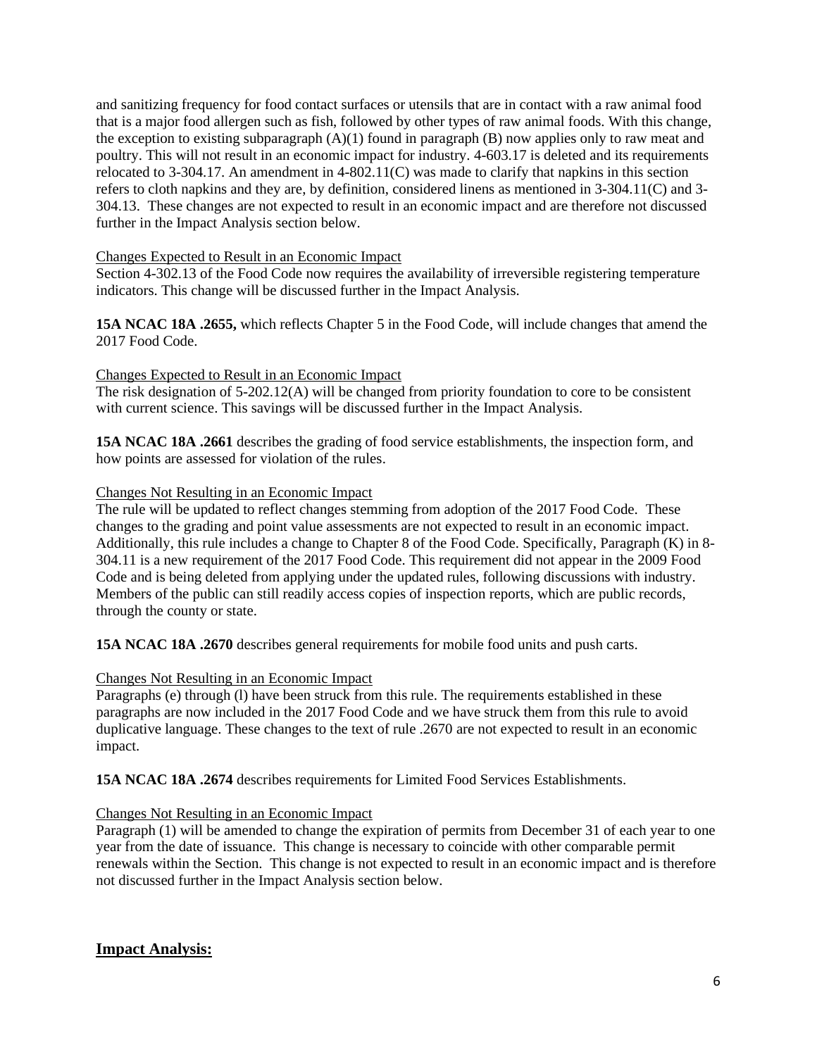and sanitizing frequency for food contact surfaces or utensils that are in contact with a raw animal food that is a major food allergen such as fish, followed by other types of raw animal foods. With this change, the exception to existing subparagraph (A)(1) found in paragraph (B) now applies only to raw meat and poultry. This will not result in an economic impact for industry. 4-603.17 is deleted and its requirements relocated to 3-304.17. An amendment in 4-802.11(C) was made to clarify that napkins in this section refers to cloth napkins and they are, by definition, considered linens as mentioned in 3-304.11(C) and 3-304.13. These changes are not expected to result in an economic impact and are therefore not discussed further in the Impact Analysis section below.

Changes Expected to Result in an Economic Impact

Section 4-302.13 of the Food Code now requires the availability of irreversible registering temperature indicators. This change will be discussed further in the Impact Analysis.

**15A NCAC 18A .2655,** which reflects Chapter 5 in the Food Code, will include changes that amend the 2017 Food Code.

Changes Expected to Result in an Economic Impact

The risk designation of 5-202.12(A) will be changed from priority foundation to core to be consistent with current science. This savings will be discussed further in the Impact Analysis.

**15A NCAC 18A .2661** describes the grading of food service establishments, the inspection form, and how points are assessed for violation of the rules.

Changes Not Resulting in an Economic Impact

The rule will be updated to reflect changes stemming from adoption of the 2017 Food Code. These changes to the grading and point value assessments are not expected to result in an economic impact. Additionally, this rule includes a change to Chapter 8 of the Food Code. Specifically, Paragraph (K) in 8-304.11 is a new requirement of the 2017 Food Code. This requirement did not appear in the 2009 Food Code and is being deleted from applying under the updated rules, following discussions with industry. Members of the public can still readily access copies of inspection reports, which are public records, through the county or state.

**15A NCAC 18A .2670** describes general requirements for mobile food units and push carts.

Changes Not Resulting in an Economic Impact

Paragraphs (e) through (l) have been struck from this rule. The requirements established in these paragraphs are now included in the 2017 Food Code and we have struck them from this rule to avoid duplicative language. These changes to the text of rule .2670 are not expected to result in an economic impact.

**15A NCAC 18A .2674** describes requirements for Limited Food Services Establishments.

Changes Not Resulting in an Economic Impact

Paragraph (1) will be amended to change the expiration of permits from December 31 of each year to one year from the date of issuance. This change is necessary to coincide with other comparable permit renewals within the Section. This change is not expected to result in an economic impact and is therefore not discussed further in the Impact Analysis section below.

## Impact Analysis: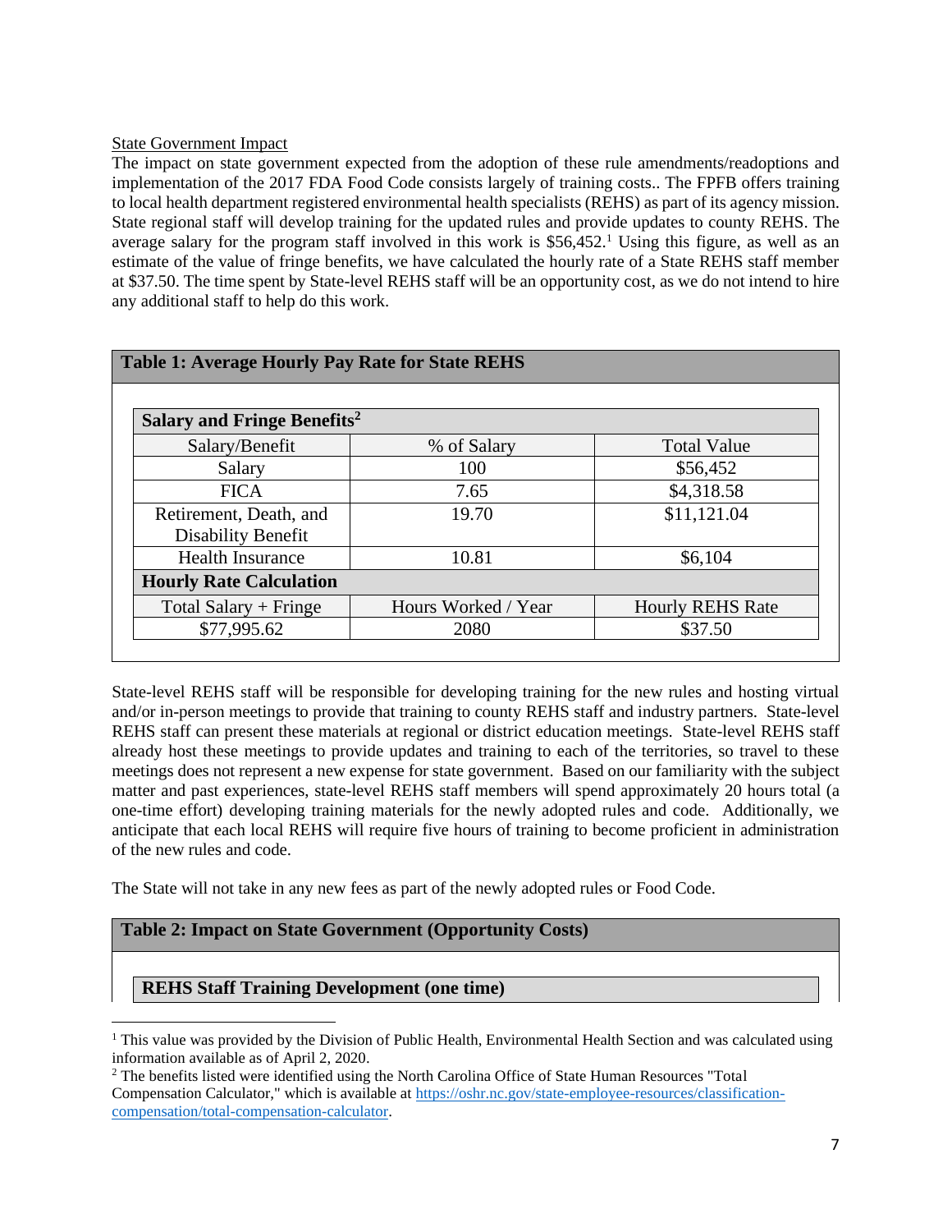State Government Impact

The impact on state government expected from the adoption of these rule amendments/readoptions and implementation of the 2017 FDA Food Code consists largely of training costs.. The FPFB offers training to local health department registered environmental health specialists (REHS) as part of its agency mission. State regional staff will develop training for the updated rules and provide updates to county REHS. The average salary for the program staff involved in this work is $56,452.[1] Using this figure, as well as an estimate of the value of fringe benefits, we have calculated the hourly rate of a State REHS staff member at $37.50. The time spent by State-level REHS staff will be an opportunity cost, as we do not intend to hire any additional staff to help do this work.

**Table 1: Average Hourly Pay Rate for State REHS**

| **Salary and Fringe Benefits[2]** | | |
|---|---|---|
| Salary/Benefit | % of Salary | Total Value |
| Salary | 100 | $56,452 |
| FICA | 7.65 | $4,318.58 |
| Retirement, Death, and Disability Benefit | 19.70 | $11,121.04 |
| Health Insurance | 10.81 | $6,104 |
| **Hourly Rate Calculation** | | |
| Total Salary + Fringe | Hours Worked / Year | Hourly REHS Rate |
| $77,995.62 | 2080 | $37.50 |

State-level REHS staff will be responsible for developing training for the new rules and hosting virtual and/or in-person meetings to provide that training to county REHS staff and industry partners. State-level REHS staff can present these materials at regional or district education meetings. State-level REHS staff already host these meetings to provide updates and training to each of the territories, so travel to these meetings does not represent a new expense for state government. Based on our familiarity with the subject matter and past experiences, state-level REHS staff members will spend approximately 20 hours total (a one-time effort) developing training materials for the newly adopted rules and code. Additionally, we anticipate that each local REHS will require five hours of training to become proficient in administration of the new rules and code.

The State will not take in any new fees as part of the newly adopted rules or Food Code.

**Table 2: Impact on State Government (Opportunity Costs)**

**REHS Staff Training Development (one time)**

[1] This value was provided by the Division of Public Health, Environmental Health Section and was calculated using information available as of April 2, 2020.

[2] The benefits listed were identified using the North Carolina Office of State Human Resources "Total Compensation Calculator," which is available at https://oshr.nc.gov/state-employee-resources/classification-compensation/total-compensation-calculator.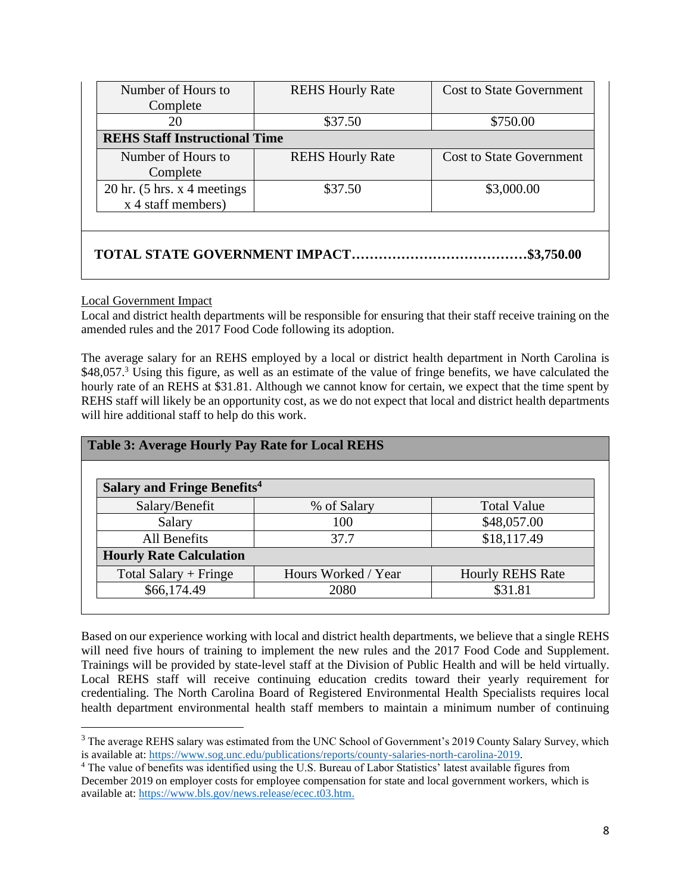| Number of Hours to Complete | REHS Hourly Rate | Cost to State Government |
|---|---|---|
| 20 | $37.50 | $750.00 |
| **REHS Staff Instructional Time** | | |
| Number of Hours to Complete | REHS Hourly Rate | Cost to State Government |
| 20 hr. (5 hrs. x 4 meetings x 4 staff members) | $37.50 | $3,000.00 |

**TOTAL STATE GOVERNMENT IMPACT……………………………………$3,750.00**

Local Government Impact

Local and district health departments will be responsible for ensuring that their staff receive training on the amended rules and the 2017 Food Code following its adoption.

The average salary for an REHS employed by a local or district health department in North Carolina is $48,057.[3] Using this figure, as well as an estimate of the value of fringe benefits, we have calculated the hourly rate of an REHS at $31.81. Although we cannot know for certain, we expect that the time spent by REHS staff will likely be an opportunity cost, as we do not expect that local and district health departments will hire additional staff to help do this work.

**Table 3: Average Hourly Pay Rate for Local REHS**

| **Salary and Fringe Benefits[4]** | | |
|---|---|---|
| Salary/Benefit | % of Salary | Total Value |
| Salary | 100 | $48,057.00 |
| All Benefits | 37.7 | $18,117.49 |
| **Hourly Rate Calculation** | | |
| Total Salary + Fringe | Hours Worked / Year | Hourly REHS Rate |
| $66,174.49 | 2080 | $31.81 |

Based on our experience working with local and district health departments, we believe that a single REHS will need five hours of training to implement the new rules and the 2017 Food Code and Supplement. Trainings will be provided by state-level staff at the Division of Public Health and will be held virtually. Local REHS staff will receive continuing education credits toward their yearly requirement for credentialing. The North Carolina Board of Registered Environmental Health Specialists requires local health department environmental health staff members to maintain a minimum number of continuing

[3] The average REHS salary was estimated from the UNC School of Government's 2019 County Salary Survey, which is available at: https://www.sog.unc.edu/publications/reports/county-salaries-north-carolina-2019.

[4] The value of benefits was identified using the U.S. Bureau of Labor Statistics' latest available figures from December 2019 on employer costs for employee compensation for state and local government workers, which is available at: https://www.bls.gov/news.release/ecec.t03.htm.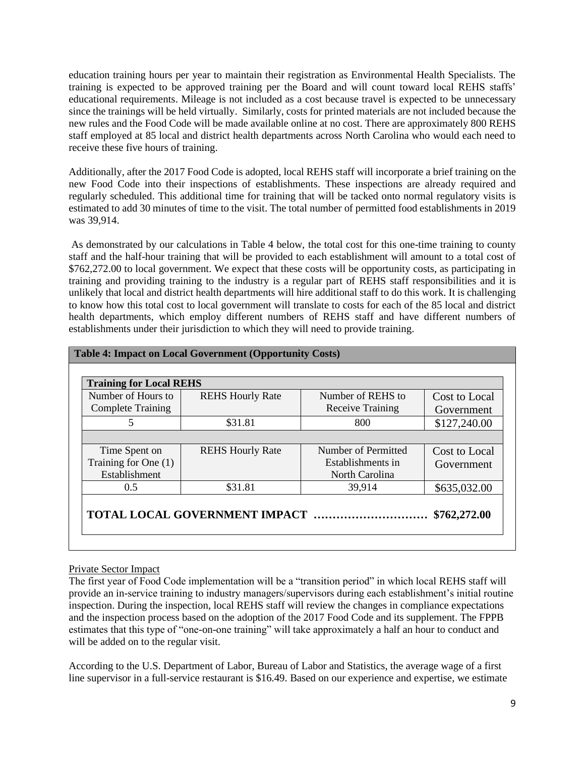education training hours per year to maintain their registration as Environmental Health Specialists. The training is expected to be approved training per the Board and will count toward local REHS staffs' educational requirements. Mileage is not included as a cost because travel is expected to be unnecessary since the trainings will be held virtually. Similarly, costs for printed materials are not included because the new rules and the Food Code will be made available online at no cost. There are approximately 800 REHS staff employed at 85 local and district health departments across North Carolina who would each need to receive these five hours of training.

Additionally, after the 2017 Food Code is adopted, local REHS staff will incorporate a brief training on the new Food Code into their inspections of establishments. These inspections are already required and regularly scheduled. This additional time for training that will be tacked onto normal regulatory visits is estimated to add 30 minutes of time to the visit. The total number of permitted food establishments in 2019 was 39,914.

As demonstrated by our calculations in Table 4 below, the total cost for this one-time training to county staff and the half-hour training that will be provided to each establishment will amount to a total cost of $762,272.00 to local government. We expect that these costs will be opportunity costs, as participating in training and providing training to the industry is a regular part of REHS staff responsibilities and it is unlikely that local and district health departments will hire additional staff to do this work. It is challenging to know how this total cost to local government will translate to costs for each of the 85 local and district health departments, which employ different numbers of REHS staff and have different numbers of establishments under their jurisdiction to which they will need to provide training.

**Table 4: Impact on Local Government (Opportunity Costs)**

| **Training for Local REHS** | | | |
|---|---|---|---|
| Number of Hours to Complete Training | REHS Hourly Rate | Number of REHS to Receive Training | Cost to Local Government |
| 5 | $31.81 | 800 | $127,240.00 |
| | | | |
| Time Spent on Training for One (1) Establishment | REHS Hourly Rate | Number of Permitted Establishments in North Carolina | Cost to Local Government |
| 0.5 | $31.81 | 39,914 | $635,032.00 |
| **TOTAL LOCAL GOVERNMENT IMPACT …………………………** | | | **$762,272.00** |

Private Sector Impact

The first year of Food Code implementation will be a "transition period" in which local REHS staff will provide an in-service training to industry managers/supervisors during each establishment's initial routine inspection. During the inspection, local REHS staff will review the changes in compliance expectations and the inspection process based on the adoption of the 2017 Food Code and its supplement. The FPPB estimates that this type of "one-on-one training" will take approximately a half an hour to conduct and will be added on to the regular visit.

According to the U.S. Department of Labor, Bureau of Labor and Statistics, the average wage of a first line supervisor in a full-service restaurant is $16.49. Based on our experience and expertise, we estimate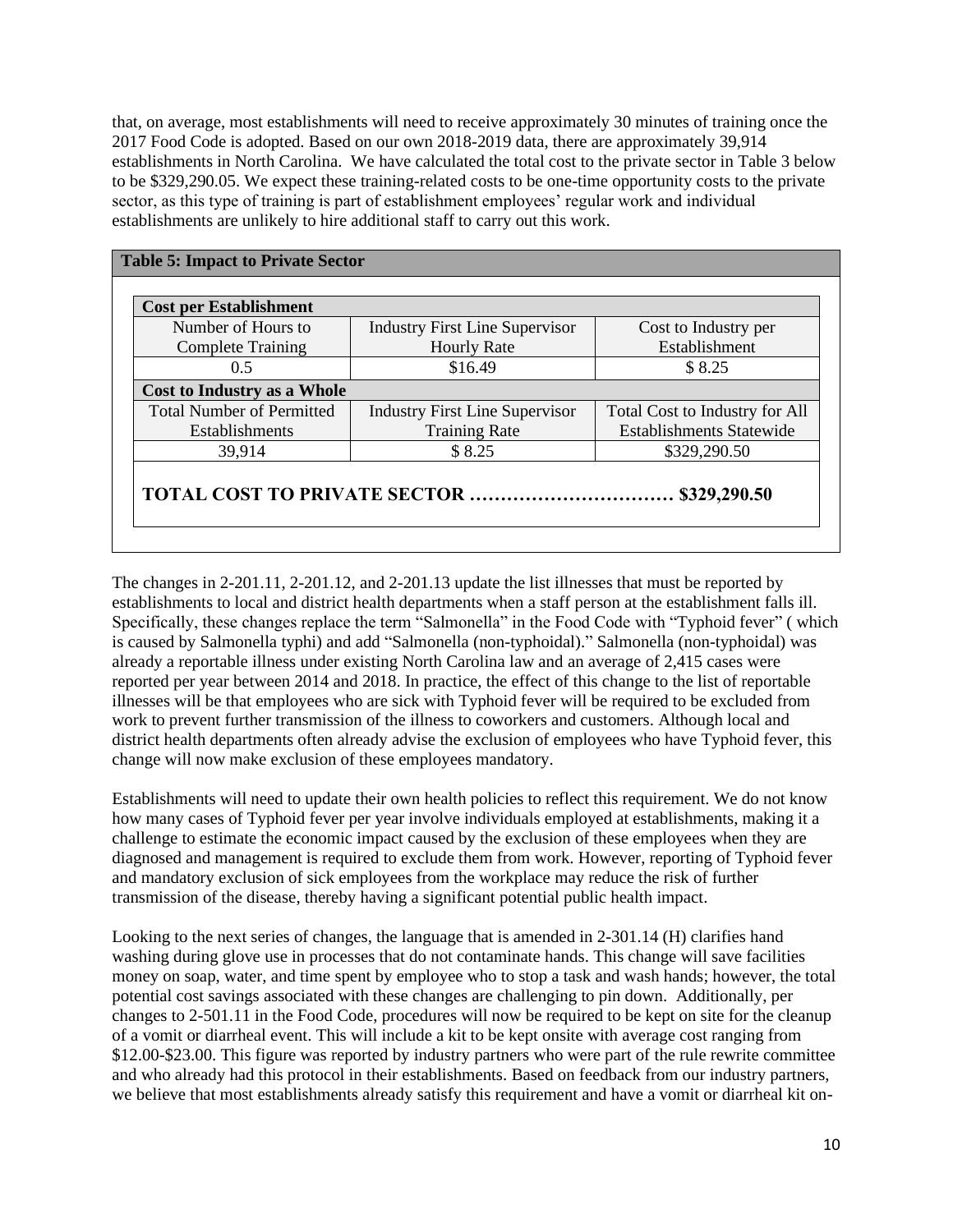that, on average, most establishments will need to receive approximately 30 minutes of training once the 2017 Food Code is adopted. Based on our own 2018-2019 data, there are approximately 39,914 establishments in North Carolina. We have calculated the total cost to the private sector in Table 3 below to be $329,290.05. We expect these training-related costs to be one-time opportunity costs to the private sector, as this type of training is part of establishment employees' regular work and individual establishments are unlikely to hire additional staff to carry out this work.

**Table 5: Impact to Private Sector**

| **Cost per Establishment** | | |
|---|---|---|
| Number of Hours to Complete Training | Industry First Line Supervisor Hourly Rate | Cost to Industry per Establishment |
| 0.5 | $16.49 | $ 8.25 |
| **Cost to Industry as a Whole** | | |
| Total Number of Permitted Establishments | Industry First Line Supervisor Training Rate | Total Cost to Industry for All Establishments Statewide |
| 39,914 | $ 8.25 | $329,290.50 |

**TOTAL COST TO PRIVATE SECTOR …………………………… $329,290.50**

The changes in 2-201.11, 2-201.12, and 2-201.13 update the list illnesses that must be reported by establishments to local and district health departments when a staff person at the establishment falls ill. Specifically, these changes replace the term "Salmonella" in the Food Code with "Typhoid fever" ( which is caused by Salmonella typhi) and add "Salmonella (non-typhoidal)." Salmonella (non-typhoidal) was already a reportable illness under existing North Carolina law and an average of 2,415 cases were reported per year between 2014 and 2018. In practice, the effect of this change to the list of reportable illnesses will be that employees who are sick with Typhoid fever will be required to be excluded from work to prevent further transmission of the illness to coworkers and customers. Although local and district health departments often already advise the exclusion of employees who have Typhoid fever, this change will now make exclusion of these employees mandatory.

Establishments will need to update their own health policies to reflect this requirement. We do not know how many cases of Typhoid fever per year involve individuals employed at establishments, making it a challenge to estimate the economic impact caused by the exclusion of these employees when they are diagnosed and management is required to exclude them from work. However, reporting of Typhoid fever and mandatory exclusion of sick employees from the workplace may reduce the risk of further transmission of the disease, thereby having a significant potential public health impact.

Looking to the next series of changes, the language that is amended in 2-301.14 (H) clarifies hand washing during glove use in processes that do not contaminate hands. This change will save facilities money on soap, water, and time spent by employee who to stop a task and wash hands; however, the total potential cost savings associated with these changes are challenging to pin down. Additionally, per changes to 2-501.11 in the Food Code, procedures will now be required to be kept on site for the cleanup of a vomit or diarrheal event. This will include a kit to be kept onsite with average cost ranging from $12.00-$23.00. This figure was reported by industry partners who were part of the rule rewrite committee and who already had this protocol in their establishments. Based on feedback from our industry partners, we believe that most establishments already satisfy this requirement and have a vomit or diarrheal kit on-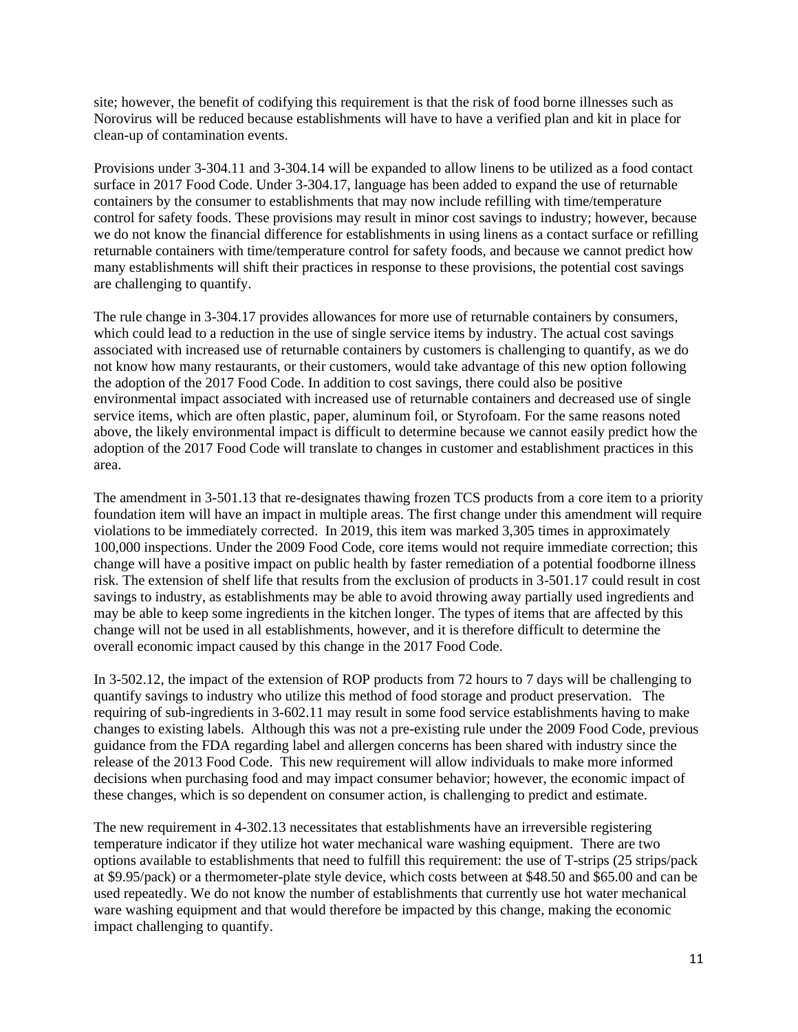site; however, the benefit of codifying this requirement is that the risk of food borne illnesses such as Norovirus will be reduced because establishments will have to have a verified plan and kit in place for clean-up of contamination events.

Provisions under 3-304.11 and 3-304.14 will be expanded to allow linens to be utilized as a food contact surface in 2017 Food Code. Under 3-304.17, language has been added to expand the use of returnable containers by the consumer to establishments that may now include refilling with time/temperature control for safety foods. These provisions may result in minor cost savings to industry; however, because we do not know the financial difference for establishments in using linens as a contact surface or refilling returnable containers with time/temperature control for safety foods, and because we cannot predict how many establishments will shift their practices in response to these provisions, the potential cost savings are challenging to quantify.

The rule change in 3-304.17 provides allowances for more use of returnable containers by consumers, which could lead to a reduction in the use of single service items by industry. The actual cost savings associated with increased use of returnable containers by customers is challenging to quantify, as we do not know how many restaurants, or their customers, would take advantage of this new option following the adoption of the 2017 Food Code. In addition to cost savings, there could also be positive environmental impact associated with increased use of returnable containers and decreased use of single service items, which are often plastic, paper, aluminum foil, or Styrofoam. For the same reasons noted above, the likely environmental impact is difficult to determine because we cannot easily predict how the adoption of the 2017 Food Code will translate to changes in customer and establishment practices in this area.

The amendment in 3-501.13 that re-designates thawing frozen TCS products from a core item to a priority foundation item will have an impact in multiple areas. The first change under this amendment will require violations to be immediately corrected. In 2019, this item was marked 3,305 times in approximately 100,000 inspections. Under the 2009 Food Code, core items would not require immediate correction; this change will have a positive impact on public health by faster remediation of a potential foodborne illness risk. The extension of shelf life that results from the exclusion of products in 3-501.17 could result in cost savings to industry, as establishments may be able to avoid throwing away partially used ingredients and may be able to keep some ingredients in the kitchen longer. The types of items that are affected by this change will not be used in all establishments, however, and it is therefore difficult to determine the overall economic impact caused by this change in the 2017 Food Code.

In 3-502.12, the impact of the extension of ROP products from 72 hours to 7 days will be challenging to quantify savings to industry who utilize this method of food storage and product preservation. The requiring of sub-ingredients in 3-602.11 may result in some food service establishments having to make changes to existing labels. Although this was not a pre-existing rule under the 2009 Food Code, previous guidance from the FDA regarding label and allergen concerns has been shared with industry since the release of the 2013 Food Code. This new requirement will allow individuals to make more informed decisions when purchasing food and may impact consumer behavior; however, the economic impact of these changes, which is so dependent on consumer action, is challenging to predict and estimate.

The new requirement in 4-302.13 necessitates that establishments have an irreversible registering temperature indicator if they utilize hot water mechanical ware washing equipment. There are two options available to establishments that need to fulfill this requirement: the use of T-strips (25 strips/pack at $9.95/pack) or a thermometer-plate style device, which costs between at $48.50 and $65.00 and can be used repeatedly. We do not know the number of establishments that currently use hot water mechanical ware washing equipment and that would therefore be impacted by this change, making the economic impact challenging to quantify.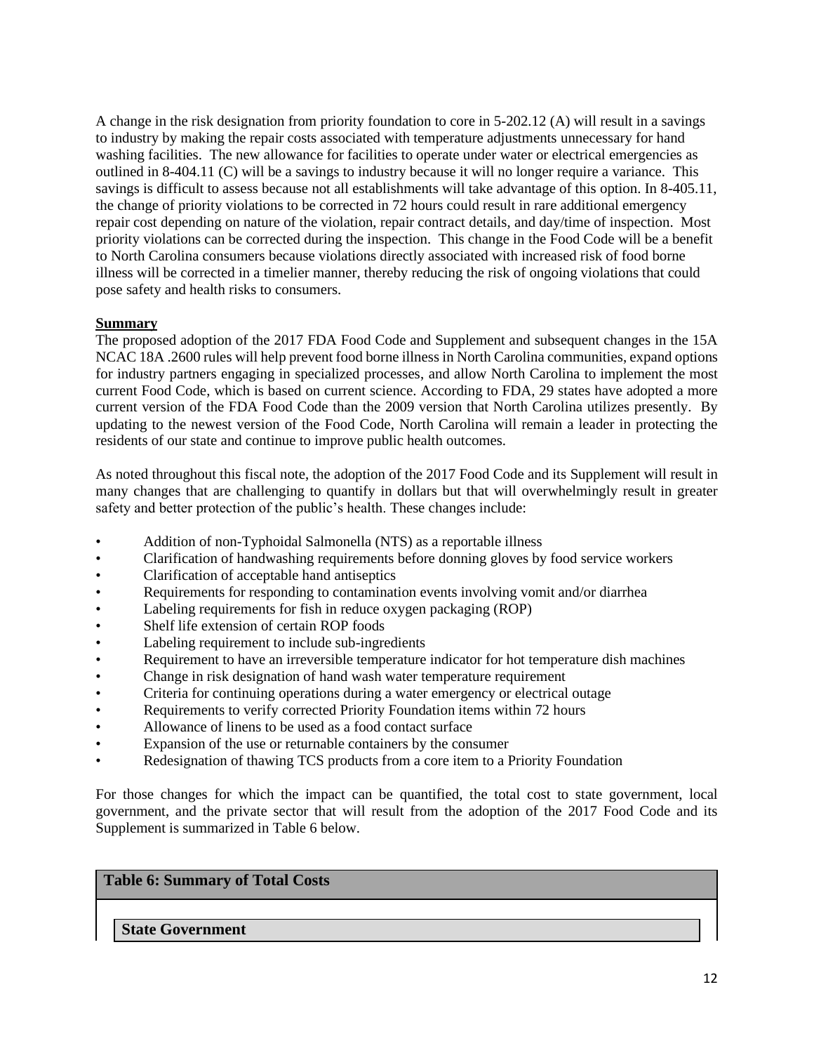A change in the risk designation from priority foundation to core in 5-202.12 (A) will result in a savings to industry by making the repair costs associated with temperature adjustments unnecessary for hand washing facilities. The new allowance for facilities to operate under water or electrical emergencies as outlined in 8-404.11 (C) will be a savings to industry because it will no longer require a variance. This savings is difficult to assess because not all establishments will take advantage of this option. In 8-405.11, the change of priority violations to be corrected in 72 hours could result in rare additional emergency repair cost depending on nature of the violation, repair contract details, and day/time of inspection. Most priority violations can be corrected during the inspection. This change in the Food Code will be a benefit to North Carolina consumers because violations directly associated with increased risk of food borne illness will be corrected in a timelier manner, thereby reducing the risk of ongoing violations that could pose safety and health risks to consumers.

**Summary**

The proposed adoption of the 2017 FDA Food Code and Supplement and subsequent changes in the 15A NCAC 18A .2600 rules will help prevent food borne illness in North Carolina communities, expand options for industry partners engaging in specialized processes, and allow North Carolina to implement the most current Food Code, which is based on current science. According to FDA, 29 states have adopted a more current version of the FDA Food Code than the 2009 version that North Carolina utilizes presently. By updating to the newest version of the Food Code, North Carolina will remain a leader in protecting the residents of our state and continue to improve public health outcomes.

As noted throughout this fiscal note, the adoption of the 2017 Food Code and its Supplement will result in many changes that are challenging to quantify in dollars but that will overwhelmingly result in greater safety and better protection of the public's health. These changes include:

- Addition of non-Typhoidal Salmonella (NTS) as a reportable illness
- Clarification of handwashing requirements before donning gloves by food service workers
- Clarification of acceptable hand antiseptics
- Requirements for responding to contamination events involving vomit and/or diarrhea
- Labeling requirements for fish in reduce oxygen packaging (ROP)
- Shelf life extension of certain ROP foods
- Labeling requirement to include sub-ingredients
- Requirement to have an irreversible temperature indicator for hot temperature dish machines
- Change in risk designation of hand wash water temperature requirement
- Criteria for continuing operations during a water emergency or electrical outage
- Requirements to verify corrected Priority Foundation items within 72 hours
- Allowance of linens to be used as a food contact surface
- Expansion of the use or returnable containers by the consumer
- Redesignation of thawing TCS products from a core item to a Priority Foundation

For those changes for which the impact can be quantified, the total cost to state government, local government, and the private sector that will result from the adoption of the 2017 Food Code and its Supplement is summarized in Table 6 below.

| Table 6: Summary of Total Costs |
|---|
| **State Government** |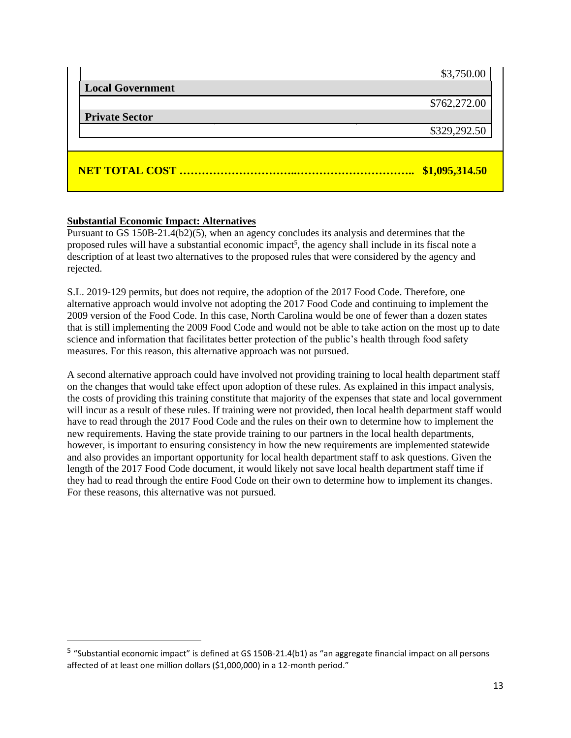| | |
|---|---|
| | $3,750.00 |
| **Local Government** | |
| | $762,272.00 |
| **Private Sector** | |
| | $329,292.50 |

**NET TOTAL COST ……………………….………………………….. $1,095,314.50**

**Substantial Economic Impact: Alternatives**

Pursuant to GS 150B-21.4(b2)(5), when an agency concludes its analysis and determines that the proposed rules will have a substantial economic impact[5], the agency shall include in its fiscal note a description of at least two alternatives to the proposed rules that were considered by the agency and rejected.

S.L. 2019-129 permits, but does not require, the adoption of the 2017 Food Code. Therefore, one alternative approach would involve not adopting the 2017 Food Code and continuing to implement the 2009 version of the Food Code. In this case, North Carolina would be one of fewer than a dozen states that is still implementing the 2009 Food Code and would not be able to take action on the most up to date science and information that facilitates better protection of the public's health through food safety measures. For this reason, this alternative approach was not pursued.

A second alternative approach could have involved not providing training to local health department staff on the changes that would take effect upon adoption of these rules. As explained in this impact analysis, the costs of providing this training constitute that majority of the expenses that state and local government will incur as a result of these rules. If training were not provided, then local health department staff would have to read through the 2017 Food Code and the rules on their own to determine how to implement the new requirements. Having the state provide training to our partners in the local health departments, however, is important to ensuring consistency in how the new requirements are implemented statewide and also provides an important opportunity for local health department staff to ask questions. Given the length of the 2017 Food Code document, it would likely not save local health department staff time if they had to read through the entire Food Code on their own to determine how to implement its changes. For these reasons, this alternative was not pursued.

[5] "Substantial economic impact" is defined at GS 150B-21.4(b1) as "an aggregate financial impact on all persons affected of at least one million dollars ($1,000,000) in a 12-month period."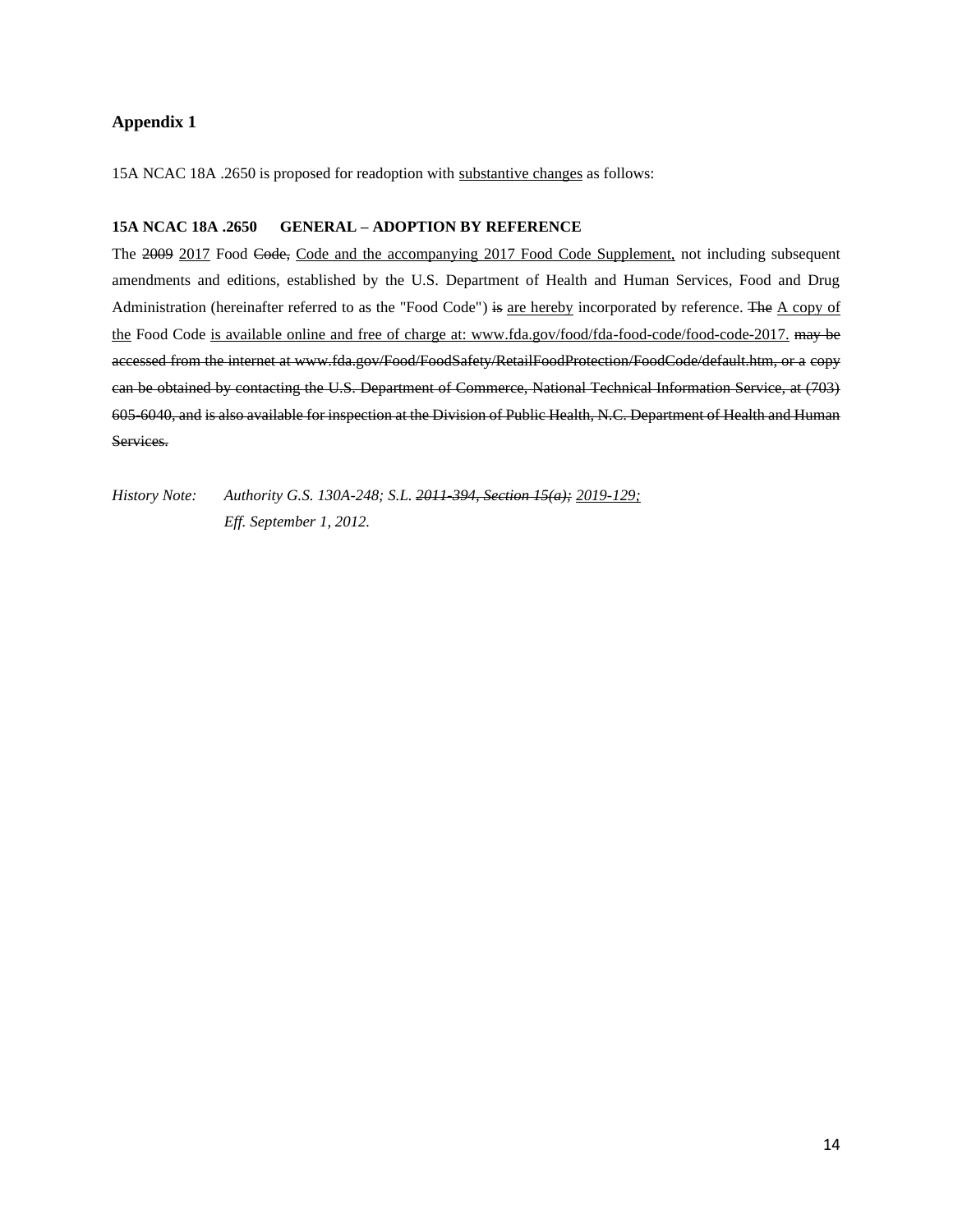## Appendix 1

15A NCAC 18A .2650 is proposed for readoption with <u>substantive changes</u> as follows:

**15A NCAC 18A .2650 GENERAL – ADOPTION BY REFERENCE**

The ~~2009~~ <u>2017</u> Food ~~Code,~~ <u>Code and the accompanying 2017 Food Code Supplement,</u> not including subsequent amendments and editions, established by the U.S. Department of Health and Human Services, Food and Drug Administration (hereinafter referred to as the "Food Code") ~~is~~ <u>are hereby</u> incorporated by reference. ~~The~~ <u>A copy of the</u> Food Code <u>is available online and free of charge at: www.fda.gov/food/fda-food-code/food-code-2017.</u> ~~may be accessed from the internet at www.fda.gov/Food/FoodSafety/RetailFoodProtection/FoodCode/default.htm, or a copy can be obtained by contacting the U.S. Department of Commerce, National Technical Information Service, at (703) 605-6040, and is also available for inspection at the Division of Public Health, N.C. Department of Health and Human Services.~~

*History Note: Authority G.S. 130A-248; S.L. ~~2011-394, Section 15(a);~~ <u>2019-129;</u>*
*Eff. September 1, 2012.*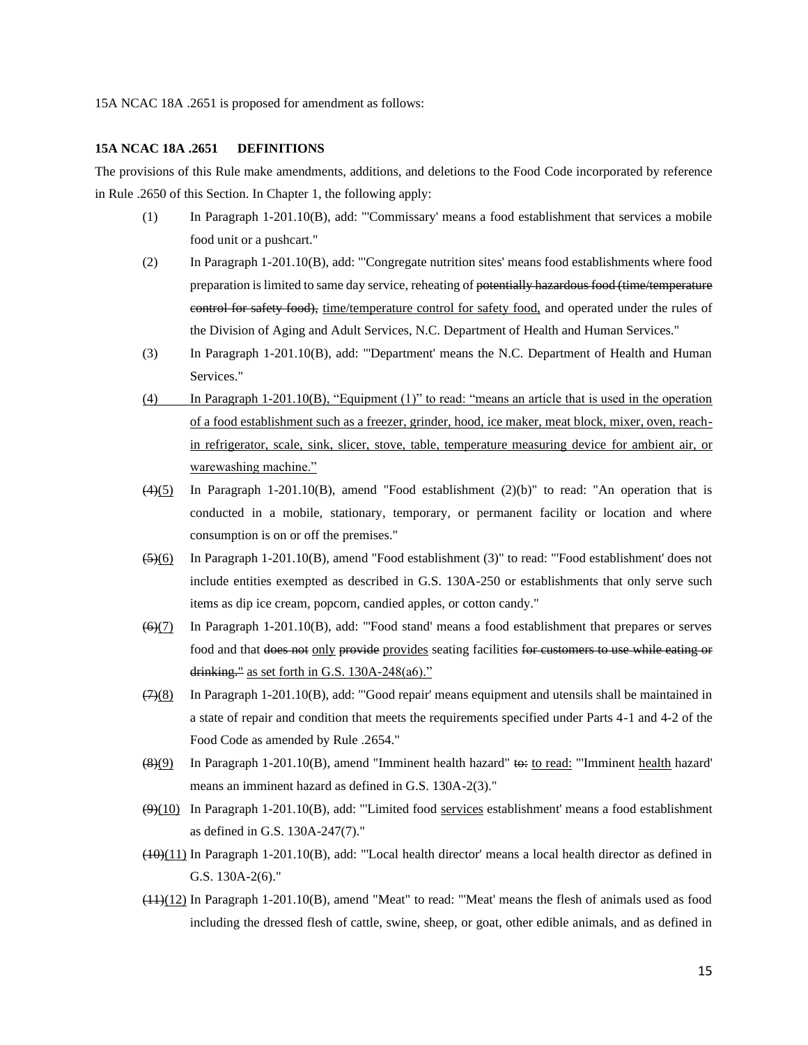15A NCAC 18A .2651 is proposed for amendment as follows:

**15A NCAC 18A .2651 DEFINITIONS**

The provisions of this Rule make amendments, additions, and deletions to the Food Code incorporated by reference in Rule .2650 of this Section. In Chapter 1, the following apply:

(1) In Paragraph 1-201.10(B), add: "'Commissary' means a food establishment that services a mobile food unit or a pushcart."

(2) In Paragraph 1-201.10(B), add: "'Congregate nutrition sites' means food establishments where food preparation is limited to same day service, reheating of ~~potentially hazardous food (time/temperature control for safety food),~~ <u>time/temperature control for safety food,</u> and operated under the rules of the Division of Aging and Adult Services, N.C. Department of Health and Human Services."

(3) In Paragraph 1-201.10(B), add: "'Department' means the N.C. Department of Health and Human Services."

<u>(4) In Paragraph 1-201.10(B), "Equipment (1)" to read: "means an article that is used in the operation of a food establishment such as a freezer, grinder, hood, ice maker, meat block, mixer, oven, reach-in refrigerator, scale, sink, slicer, stove, table, temperature measuring device for ambient air, or warewashing machine."</u>

~~(4)~~<u>(5)</u> In Paragraph 1-201.10(B), amend "Food establishment (2)(b)" to read: "An operation that is conducted in a mobile, stationary, temporary, or permanent facility or location and where consumption is on or off the premises."

~~(5)~~<u>(6)</u> In Paragraph 1-201.10(B), amend "Food establishment (3)" to read: "'Food establishment' does not include entities exempted as described in G.S. 130A-250 or establishments that only serve such items as dip ice cream, popcorn, candied apples, or cotton candy."

~~(6)~~<u>(7)</u> In Paragraph 1-201.10(B), add: "'Food stand' means a food establishment that prepares or serves food and that ~~does not~~ <u>only</u> ~~provide~~ <u>provides</u> seating facilities ~~for customers to use while eating or drinking."~~ <u>as set forth in G.S. 130A-248(a6)."</u>

~~(7)~~<u>(8)</u> In Paragraph 1-201.10(B), add: "'Good repair' means equipment and utensils shall be maintained in a state of repair and condition that meets the requirements specified under Parts 4-1 and 4-2 of the Food Code as amended by Rule .2654."

~~(8)~~<u>(9)</u> In Paragraph 1-201.10(B), amend "Imminent health hazard" ~~to:~~ <u>to read:</u> "'Imminent <u>health</u> hazard' means an imminent hazard as defined in G.S. 130A-2(3)."

~~(9)~~<u>(10)</u> In Paragraph 1-201.10(B), add: "'Limited food <u>services</u> establishment' means a food establishment as defined in G.S. 130A-247(7)."

~~(10)~~<u>(11)</u> In Paragraph 1-201.10(B), add: "'Local health director' means a local health director as defined in G.S. 130A-2(6)."

~~(11)~~<u>(12)</u> In Paragraph 1-201.10(B), amend "Meat" to read: "'Meat' means the flesh of animals used as food including the dressed flesh of cattle, swine, sheep, or goat, other edible animals, and as defined in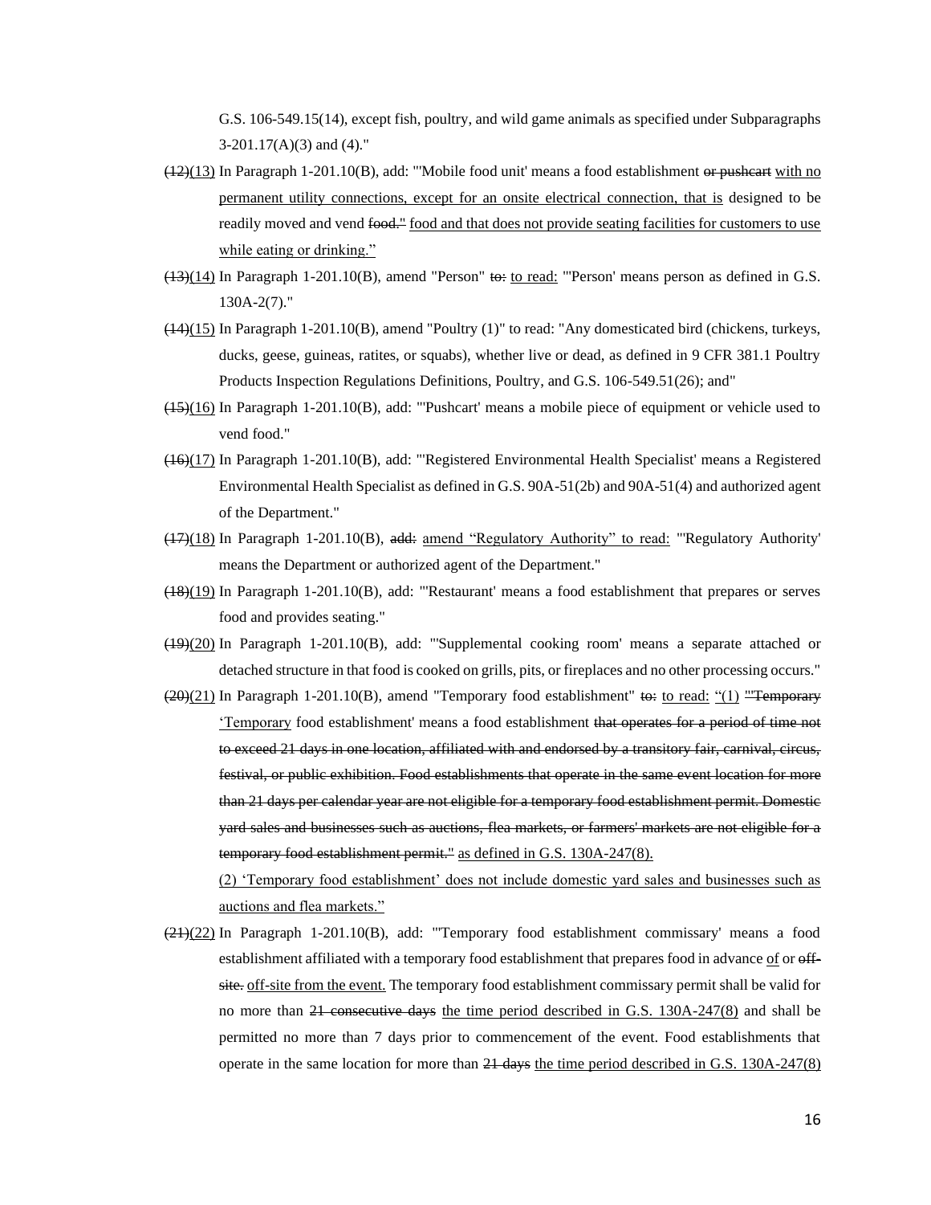G.S. 106-549.15(14), except fish, poultry, and wild game animals as specified under Subparagraphs 3-201.17(A)(3) and (4)."

~~(12)~~(13) In Paragraph 1-201.10(B), add: "'Mobile food unit' means a food establishment ~~or pushcart~~ with no permanent utility connections, except for an onsite electrical connection, that is designed to be readily moved and vend ~~food."~~ food and that does not provide seating facilities for customers to use while eating or drinking."

~~(13)~~(14) In Paragraph 1-201.10(B), amend "Person" ~~to:~~ to read: "'Person' means person as defined in G.S. 130A-2(7)."

~~(14)~~(15) In Paragraph 1-201.10(B), amend "Poultry (1)" to read: "Any domesticated bird (chickens, turkeys, ducks, geese, guineas, ratites, or squabs), whether live or dead, as defined in 9 CFR 381.1 Poultry Products Inspection Regulations Definitions, Poultry, and G.S. 106-549.51(26); and"

~~(15)~~(16) In Paragraph 1-201.10(B), add: "'Pushcart' means a mobile piece of equipment or vehicle used to vend food."

~~(16)~~(17) In Paragraph 1-201.10(B), add: "'Registered Environmental Health Specialist' means a Registered Environmental Health Specialist as defined in G.S. 90A-51(2b) and 90A-51(4) and authorized agent of the Department."

~~(17)~~(18) In Paragraph 1-201.10(B), ~~add:~~ amend "Regulatory Authority" to read: "'Regulatory Authority' means the Department or authorized agent of the Department."

~~(18)~~(19) In Paragraph 1-201.10(B), add: "'Restaurant' means a food establishment that prepares or serves food and provides seating."

~~(19)~~(20) In Paragraph 1-201.10(B), add: "'Supplemental cooking room' means a separate attached or detached structure in that food is cooked on grills, pits, or fireplaces and no other processing occurs."

~~(20)~~(21) In Paragraph 1-201.10(B), amend "Temporary food establishment" ~~to:~~ to read: "(1) ~~"'Temporary~~ 'Temporary food establishment' means a food establishment ~~that operates for a period of time not to exceed 21 days in one location, affiliated with and endorsed by a transitory fair, carnival, circus, festival, or public exhibition. Food establishments that operate in the same event location for more than 21 days per calendar year are not eligible for a temporary food establishment permit. Domestic yard sales and businesses such as auctions, flea markets, or farmers' markets are not eligible for a temporary food establishment permit."~~ as defined in G.S. 130A-247(8).

(2) 'Temporary food establishment' does not include domestic yard sales and businesses such as auctions and flea markets."

~~(21)~~(22) In Paragraph 1-201.10(B), add: "'Temporary food establishment commissary' means a food establishment affiliated with a temporary food establishment that prepares food in advance of or ~~off-site.~~ off-site from the event. The temporary food establishment commissary permit shall be valid for no more than ~~21 consecutive days~~ the time period described in G.S. 130A-247(8) and shall be permitted no more than 7 days prior to commencement of the event. Food establishments that operate in the same location for more than ~~21 days~~ the time period described in G.S. 130A-247(8)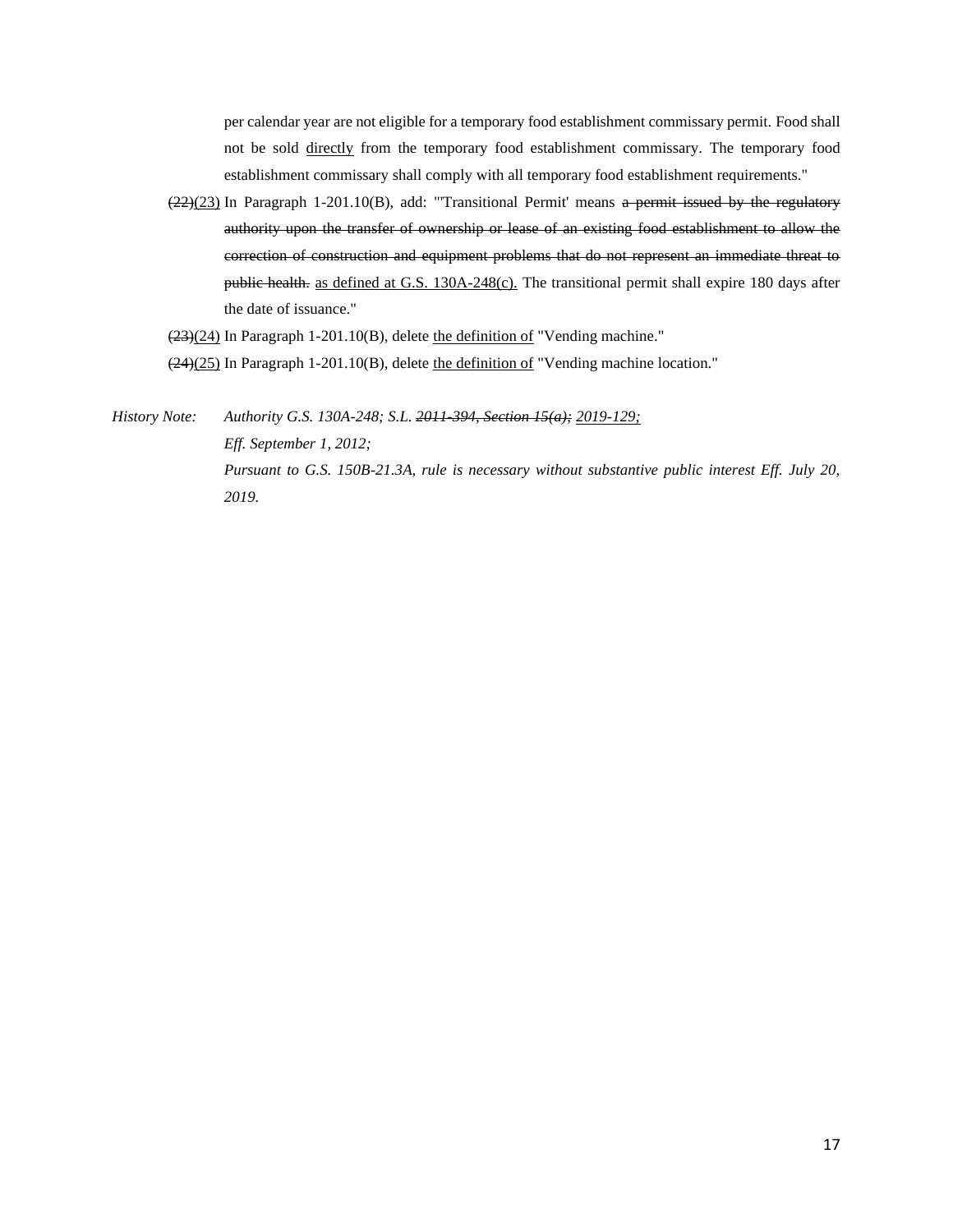per calendar year are not eligible for a temporary food establishment commissary permit. Food shall not be sold <u>directly</u> from the temporary food establishment commissary. The temporary food establishment commissary shall comply with all temporary food establishment requirements."

~~(22)~~<u>(23)</u> In Paragraph 1-201.10(B), add: "'Transitional Permit' means ~~a permit issued by the regulatory authority upon the transfer of ownership or lease of an existing food establishment to allow the correction of construction and equipment problems that do not represent an immediate threat to public health.~~ <u>as defined at G.S. 130A-248(c).</u> The transitional permit shall expire 180 days after the date of issuance."

~~(23)~~<u>(24)</u> In Paragraph 1-201.10(B), delete <u>the definition of</u> "Vending machine."

~~(24)~~<u>(25)</u> In Paragraph 1-201.10(B), delete <u>the definition of</u> "Vending machine location."

*History Note: Authority G.S. 130A-248; S.L. ~~2011-394, Section 15(a);~~ <u>2019-129;</u>*
*Eff. September 1, 2012;*
*Pursuant to G.S. 150B-21.3A, rule is necessary without substantive public interest Eff. July 20, 2019.*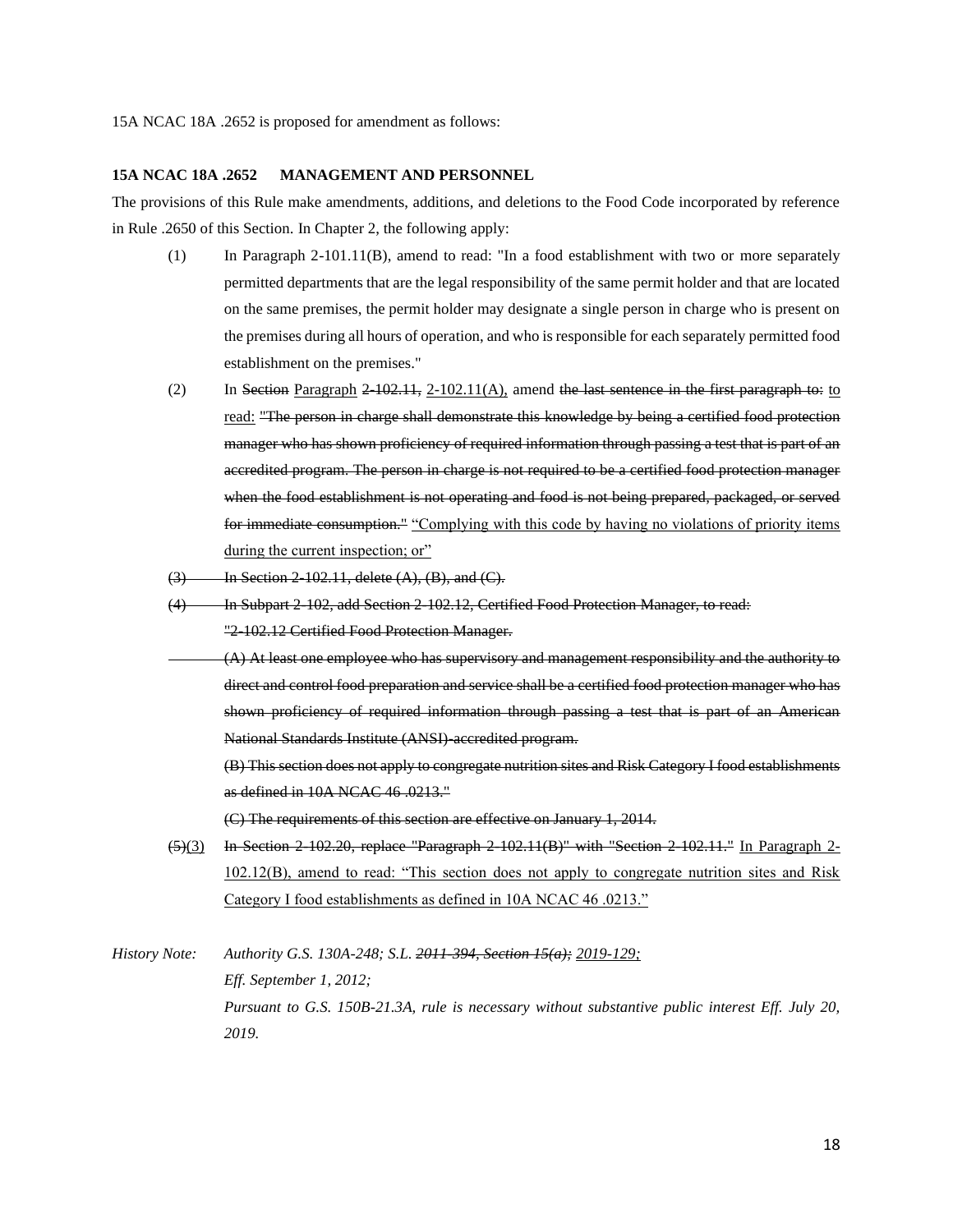15A NCAC 18A .2652 is proposed for amendment as follows:

**15A NCAC 18A .2652 MANAGEMENT AND PERSONNEL**

The provisions of this Rule make amendments, additions, and deletions to the Food Code incorporated by reference in Rule .2650 of this Section. In Chapter 2, the following apply:

(1) In Paragraph 2-101.11(B), amend to read: "In a food establishment with two or more separately permitted departments that are the legal responsibility of the same permit holder and that are located on the same premises, the permit holder may designate a single person in charge who is present on the premises during all hours of operation, and who is responsible for each separately permitted food establishment on the premises."

(2) In ~~Section~~ <u>Paragraph</u> ~~2-102.11,~~ <u>2-102.11(A),</u> amend ~~the last sentence in the first paragraph to:~~ <u>to read:</u> ~~"The person in charge shall demonstrate this knowledge by being a certified food protection manager who has shown proficiency of required information through passing a test that is part of an accredited program. The person in charge is not required to be a certified food protection manager when the food establishment is not operating and food is not being prepared, packaged, or served for immediate consumption."~~ <u>"Complying with this code by having no violations of priority items during the current inspection; or"</u>

~~(3) In Section 2-102.11, delete (A), (B), and (C).~~

~~(4) In Subpart 2-102, add Section 2-102.12, Certified Food Protection Manager, to read:~~
~~"2-102.12 Certified Food Protection Manager.~~

~~(A) At least one employee who has supervisory and management responsibility and the authority to direct and control food preparation and service shall be a certified food protection manager who has shown proficiency of required information through passing a test that is part of an American National Standards Institute (ANSI)-accredited program.~~

~~(B) This section does not apply to congregate nutrition sites and Risk Category I food establishments as defined in 10A NCAC 46 .0213."~~

~~(C) The requirements of this section are effective on January 1, 2014.~~

~~(5)~~<u>(3)</u> ~~In Section 2-102.20, replace "Paragraph 2-102.11(B)" with "Section 2-102.11."~~ <u>In Paragraph 2-102.12(B), amend to read: "This section does not apply to congregate nutrition sites and Risk Category I food establishments as defined in 10A NCAC 46 .0213."</u>

*History Note: Authority G.S. 130A-248; S.L. ~~2011-394, Section 15(a);~~ <u>2019-129;</u>*
*Eff. September 1, 2012;*
*Pursuant to G.S. 150B-21.3A, rule is necessary without substantive public interest Eff. July 20, 2019.*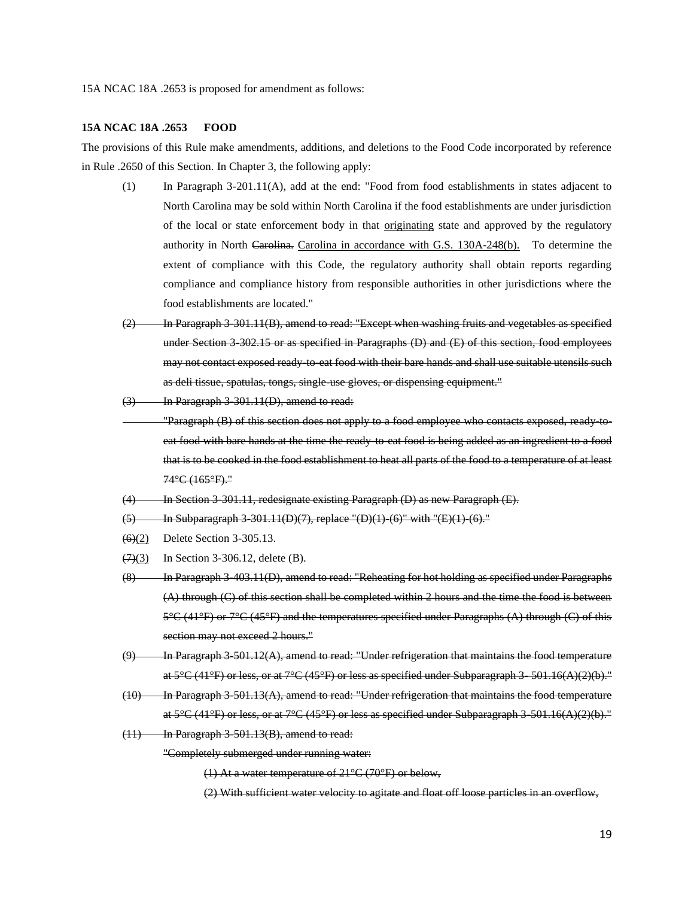15A NCAC 18A .2653 is proposed for amendment as follows:

**15A NCAC 18A .2653 FOOD**

The provisions of this Rule make amendments, additions, and deletions to the Food Code incorporated by reference in Rule .2650 of this Section. In Chapter 3, the following apply:

(1) In Paragraph 3-201.11(A), add at the end: "Food from food establishments in states adjacent to North Carolina may be sold within North Carolina if the food establishments are under jurisdiction of the local or state enforcement body in that <u>originating</u> state and approved by the regulatory authority in North ~~Carolina.~~ <u>Carolina in accordance with G.S. 130A-248(b).</u> To determine the extent of compliance with this Code, the regulatory authority shall obtain reports regarding compliance and compliance history from responsible authorities in other jurisdictions where the food establishments are located."

~~(2) In Paragraph 3-301.11(B), amend to read: "Except when washing fruits and vegetables as specified under Section 3-302.15 or as specified in Paragraphs (D) and (E) of this section, food employees may not contact exposed ready-to-eat food with their bare hands and shall use suitable utensils such as deli tissue, spatulas, tongs, single-use gloves, or dispensing equipment."~~

~~(3) In Paragraph 3-301.11(D), amend to read:~~

~~"Paragraph (B) of this section does not apply to a food employee who contacts exposed, ready-to-eat food with bare hands at the time the ready-to-eat food is being added as an ingredient to a food that is to be cooked in the food establishment to heat all parts of the food to a temperature of at least 74°C (165°F)."~~

~~(4) In Section 3-301.11, redesignate existing Paragraph (D) as new Paragraph (E).~~

~~(5) In Subparagraph 3-301.11(D)(7), replace "(D)(1)-(6)" with "(E)(1)-(6)."~~

~~(6)~~<u>(2)</u> Delete Section 3-305.13.

~~(7)~~<u>(3)</u> In Section 3-306.12, delete (B).

~~(8) In Paragraph 3-403.11(D), amend to read: "Reheating for hot holding as specified under Paragraphs (A) through (C) of this section shall be completed within 2 hours and the time the food is between 5°C (41°F) or 7°C (45°F) and the temperatures specified under Paragraphs (A) through (C) of this section may not exceed 2 hours."~~

~~(9) In Paragraph 3-501.12(A), amend to read: "Under refrigeration that maintains the food temperature at 5°C (41°F) or less, or at 7°C (45°F) or less as specified under Subparagraph 3- 501.16(A)(2)(b)."~~

~~(10) In Paragraph 3-501.13(A), amend to read: "Under refrigeration that maintains the food temperature at 5°C (41°F) or less, or at 7°C (45°F) or less as specified under Subparagraph 3-501.16(A)(2)(b)."~~

~~(11) In Paragraph 3-501.13(B), amend to read:~~

~~"Completely submerged under running water:~~

~~(1) At a water temperature of 21°C (70°F) or below,~~

~~(2) With sufficient water velocity to agitate and float off loose particles in an overflow,~~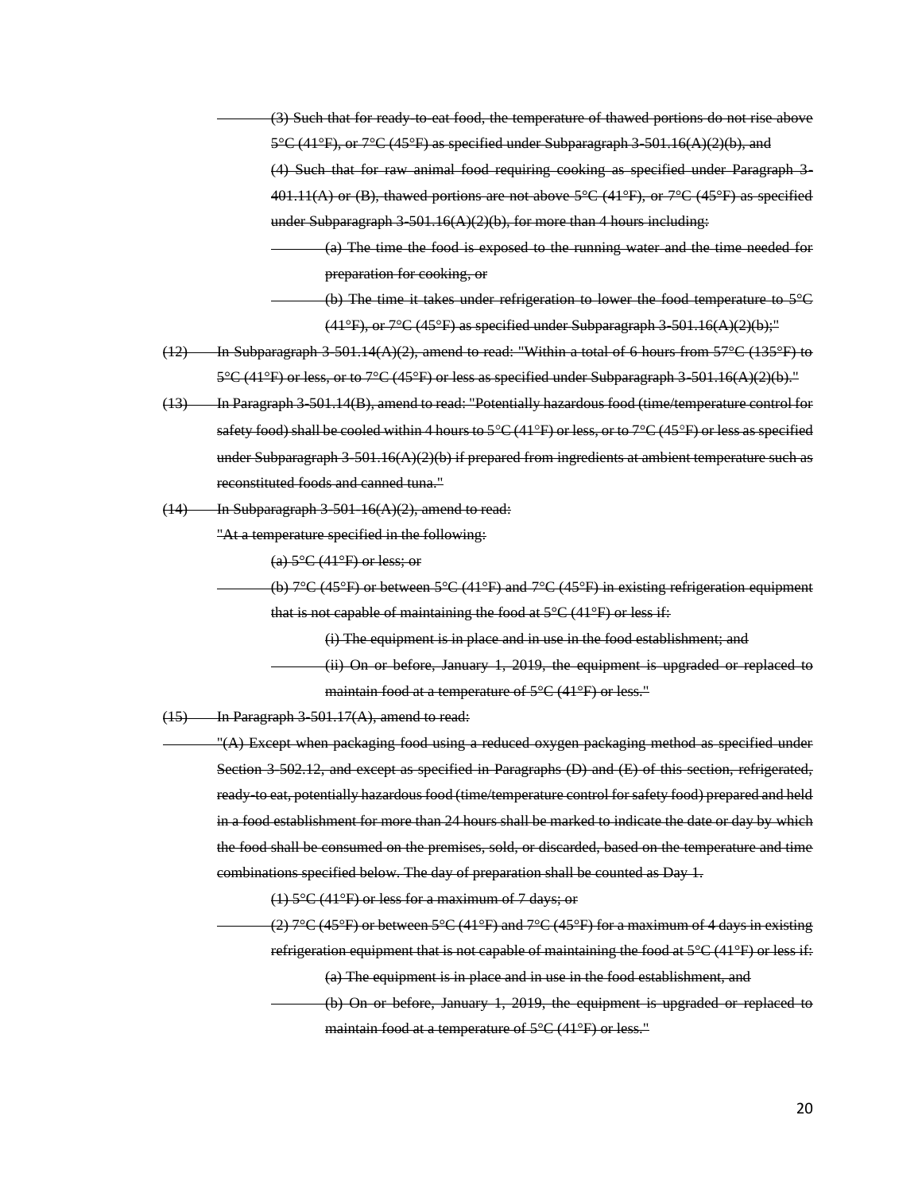~~(3) Such that for ready-to-eat food, the temperature of thawed portions do not rise above 5°C (41°F), or 7°C (45°F) as specified under Subparagraph 3-501.16(A)(2)(b), and~~

~~(4) Such that for raw animal food requiring cooking as specified under Paragraph 3-401.11(A) or (B), thawed portions are not above 5°C (41°F), or 7°C (45°F) as specified under Subparagraph 3-501.16(A)(2)(b), for more than 4 hours including:~~

~~(a) The time the food is exposed to the running water and the time needed for preparation for cooking, or~~

~~(b) The time it takes under refrigeration to lower the food temperature to 5°C (41°F), or 7°C (45°F) as specified under Subparagraph 3-501.16(A)(2)(b);"~~

~~(12) In Subparagraph 3-501.14(A)(2), amend to read: "Within a total of 6 hours from 57°C (135°F) to 5°C (41°F) or less, or to 7°C (45°F) or less as specified under Subparagraph 3-501.16(A)(2)(b)."~~

~~(13) In Paragraph 3-501.14(B), amend to read: "Potentially hazardous food (time/temperature control for safety food) shall be cooled within 4 hours to 5°C (41°F) or less, or to 7°C (45°F) or less as specified under Subparagraph 3-501.16(A)(2)(b) if prepared from ingredients at ambient temperature such as reconstituted foods and canned tuna."~~

~~(14) In Subparagraph 3-501-16(A)(2), amend to read:~~

~~"At a temperature specified in the following:~~

~~(a) 5°C (41°F) or less; or~~

~~(b) 7°C (45°F) or between 5°C (41°F) and 7°C (45°F) in existing refrigeration equipment that is not capable of maintaining the food at 5°C (41°F) or less if:~~

~~(i) The equipment is in place and in use in the food establishment; and~~

~~(ii) On or before, January 1, 2019, the equipment is upgraded or replaced to maintain food at a temperature of 5°C (41°F) or less."~~

~~(15) In Paragraph 3-501.17(A), amend to read:~~

~~"(A) Except when packaging food using a reduced oxygen packaging method as specified under Section 3-502.12, and except as specified in Paragraphs (D) and (E) of this section, refrigerated, ready-to eat, potentially hazardous food (time/temperature control for safety food) prepared and held in a food establishment for more than 24 hours shall be marked to indicate the date or day by which the food shall be consumed on the premises, sold, or discarded, based on the temperature and time combinations specified below. The day of preparation shall be counted as Day 1.~~

~~(1) 5°C (41°F) or less for a maximum of 7 days; or~~

~~(2) 7°C (45°F) or between 5°C (41°F) and 7°C (45°F) for a maximum of 4 days in existing refrigeration equipment that is not capable of maintaining the food at 5°C (41°F) or less if:~~

~~(a) The equipment is in place and in use in the food establishment, and~~

~~(b) On or before, January 1, 2019, the equipment is upgraded or replaced to maintain food at a temperature of 5°C (41°F) or less."~~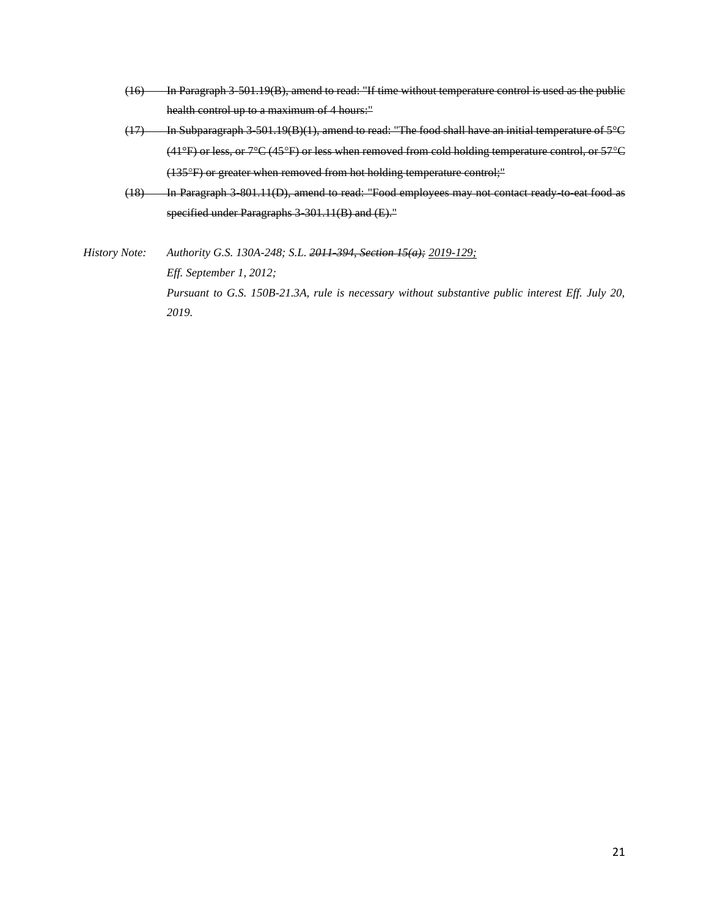~~(16) In Paragraph 3-501.19(B), amend to read: "If time without temperature control is used as the public health control up to a maximum of 4 hours:"~~

~~(17) In Subparagraph 3-501.19(B)(1), amend to read: "The food shall have an initial temperature of 5°C (41°F) or less, or 7°C (45°F) or less when removed from cold holding temperature control, or 57°C (135°F) or greater when removed from hot holding temperature control;"~~

~~(18) In Paragraph 3-801.11(D), amend to read: "Food employees may not contact ready-to-eat food as specified under Paragraphs 3-301.11(B) and (E)."~~

*History Note: Authority G.S. 130A-248; S.L. ~~2011-394, Section 15(a);~~ <u>2019-129;</u>*
*Eff. September 1, 2012;*
*Pursuant to G.S. 150B-21.3A, rule is necessary without substantive public interest Eff. July 20, 2019.*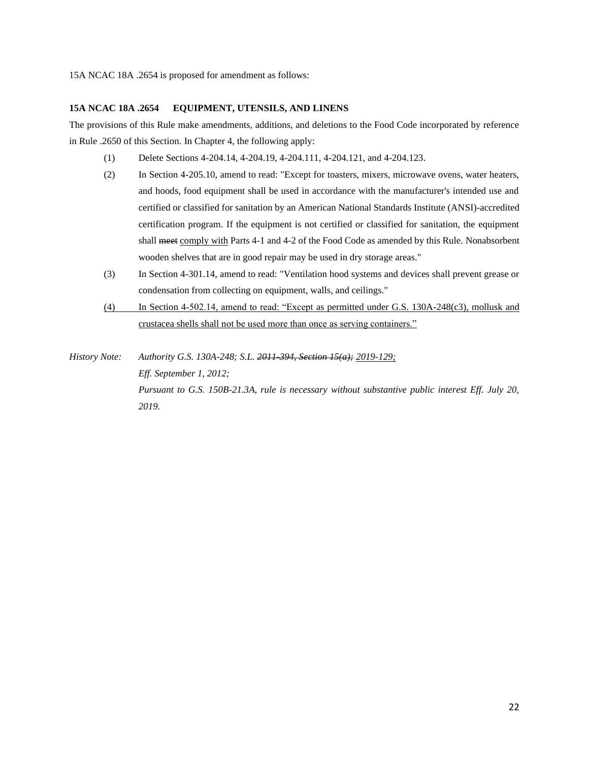15A NCAC 18A .2654 is proposed for amendment as follows:

**15A NCAC 18A .2654 EQUIPMENT, UTENSILS, AND LINENS**

The provisions of this Rule make amendments, additions, and deletions to the Food Code incorporated by reference in Rule .2650 of this Section. In Chapter 4, the following apply:

(1) Delete Sections 4-204.14, 4-204.19, 4-204.111, 4-204.121, and 4-204.123.

(2) In Section 4-205.10, amend to read: "Except for toasters, mixers, microwave ovens, water heaters, and hoods, food equipment shall be used in accordance with the manufacturer's intended use and certified or classified for sanitation by an American National Standards Institute (ANSI)-accredited certification program. If the equipment is not certified or classified for sanitation, the equipment shall ~~meet~~ <u>comply with</u> Parts 4-1 and 4-2 of the Food Code as amended by this Rule. Nonabsorbent wooden shelves that are in good repair may be used in dry storage areas."

(3) In Section 4-301.14, amend to read: "Ventilation hood systems and devices shall prevent grease or condensation from collecting on equipment, walls, and ceilings."

<u>(4) In Section 4-502.14, amend to read: "Except as permitted under G.S. 130A-248(c3), mollusk and crustacea shells shall not be used more than once as serving containers."</u>

*History Note: Authority G.S. 130A-248; S.L. ~~2011-394, Section 15(a);~~ <u>2019-129;</u>*
*Eff. September 1, 2012;*
*Pursuant to G.S. 150B-21.3A, rule is necessary without substantive public interest Eff. July 20, 2019.*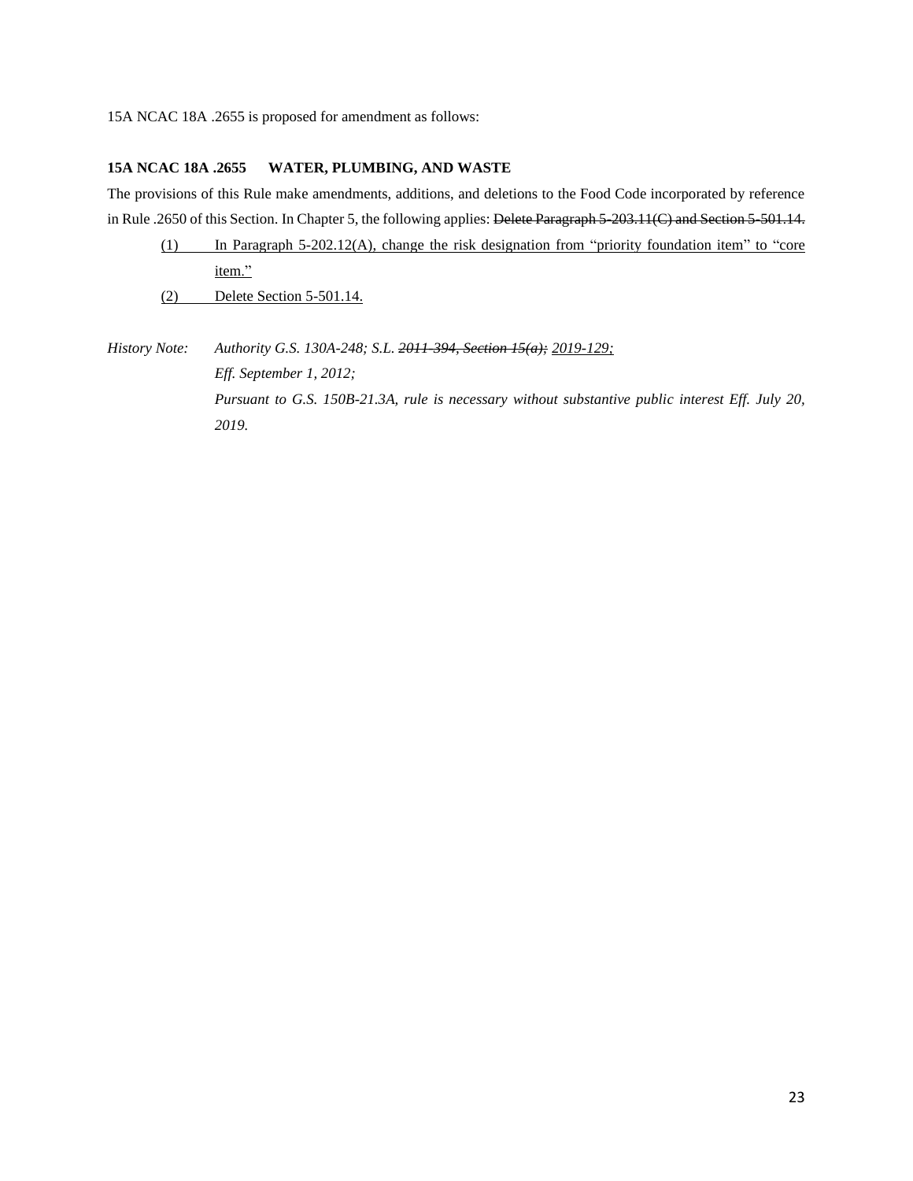15A NCAC 18A .2655 is proposed for amendment as follows:

**15A NCAC 18A .2655 WATER, PLUMBING, AND WASTE**

The provisions of this Rule make amendments, additions, and deletions to the Food Code incorporated by reference in Rule .2650 of this Section. In Chapter 5, the following applies: ~~Delete Paragraph 5-203.11(C) and Section 5-501.14.~~

(1) In Paragraph 5-202.12(A), change the risk designation from "priority foundation item" to "core item."

(2) Delete Section 5-501.14.

*History Note: Authority G.S. 130A-248; S.L. ~~2011-394, Section 15(a);~~ 2019-129;*
*Eff. September 1, 2012;*
*Pursuant to G.S. 150B-21.3A, rule is necessary without substantive public interest Eff. July 20, 2019.*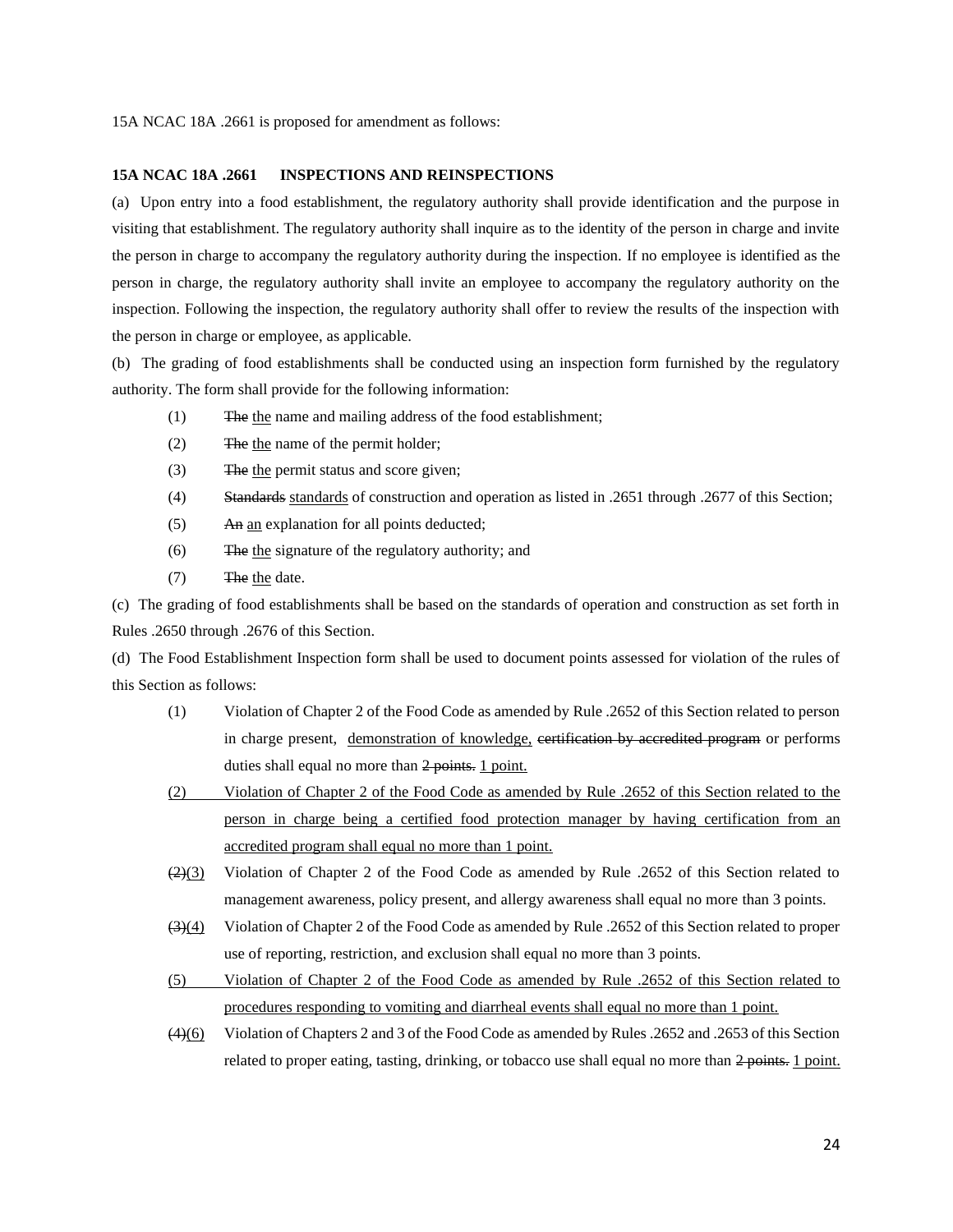15A NCAC 18A .2661 is proposed for amendment as follows:

**15A NCAC 18A .2661 INSPECTIONS AND REINSPECTIONS**

(a) Upon entry into a food establishment, the regulatory authority shall provide identification and the purpose in visiting that establishment. The regulatory authority shall inquire as to the identity of the person in charge and invite the person in charge to accompany the regulatory authority during the inspection. If no employee is identified as the person in charge, the regulatory authority shall invite an employee to accompany the regulatory authority on the inspection. Following the inspection, the regulatory authority shall offer to review the results of the inspection with the person in charge or employee, as applicable.

(b) The grading of food establishments shall be conducted using an inspection form furnished by the regulatory authority. The form shall provide for the following information:

(1) ~~The~~ <u>the</u> name and mailing address of the food establishment;

(2) ~~The~~ <u>the</u> name of the permit holder;

(3) ~~The~~ <u>the</u> permit status and score given;

(4) ~~Standards~~ <u>standards</u> of construction and operation as listed in .2651 through .2677 of this Section;

(5) ~~An~~ <u>an</u> explanation for all points deducted;

(6) ~~The~~ <u>the</u> signature of the regulatory authority; and

(7) ~~The~~ <u>the</u> date.

(c) The grading of food establishments shall be based on the standards of operation and construction as set forth in Rules .2650 through .2676 of this Section.

(d) The Food Establishment Inspection form shall be used to document points assessed for violation of the rules of this Section as follows:

(1) Violation of Chapter 2 of the Food Code as amended by Rule .2652 of this Section related to person in charge present, <u>demonstration of knowledge,</u> ~~certification by accredited program~~ or performs duties shall equal no more than ~~2 points.~~ <u>1 point.</u>

<u>(2) Violation of Chapter 2 of the Food Code as amended by Rule .2652 of this Section related to the person in charge being a certified food protection manager by having certification from an accredited program shall equal no more than 1 point.</u>

~~(2)~~<u>(3)</u> Violation of Chapter 2 of the Food Code as amended by Rule .2652 of this Section related to management awareness, policy present, and allergy awareness shall equal no more than 3 points.

~~(3)~~<u>(4)</u> Violation of Chapter 2 of the Food Code as amended by Rule .2652 of this Section related to proper use of reporting, restriction, and exclusion shall equal no more than 3 points.

<u>(5) Violation of Chapter 2 of the Food Code as amended by Rule .2652 of this Section related to procedures responding to vomiting and diarrheal events shall equal no more than 1 point.</u>

~~(4)~~<u>(6)</u> Violation of Chapters 2 and 3 of the Food Code as amended by Rules .2652 and .2653 of this Section related to proper eating, tasting, drinking, or tobacco use shall equal no more than ~~2 points.~~ <u>1 point.</u>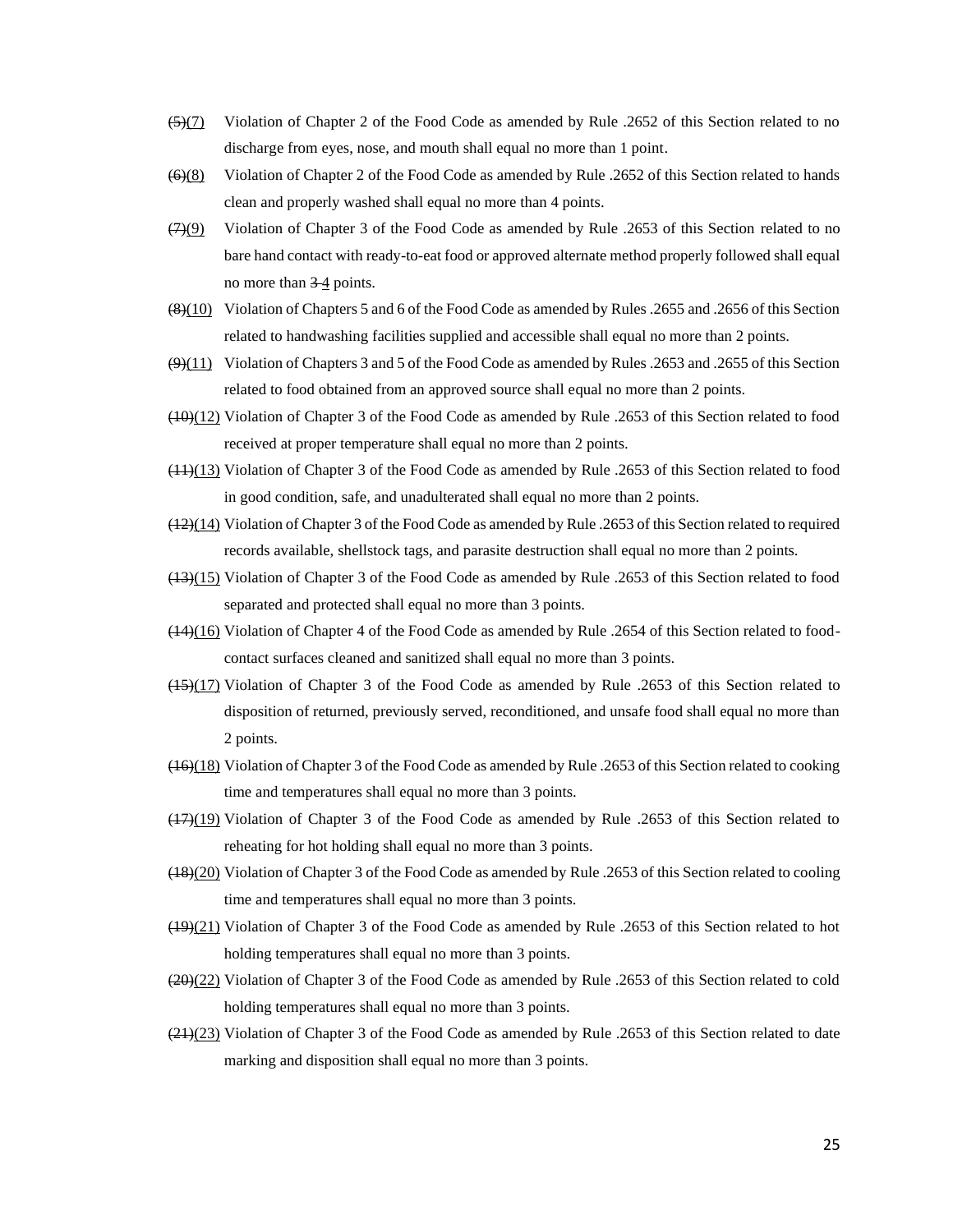~~(5)~~(7) Violation of Chapter 2 of the Food Code as amended by Rule .2652 of this Section related to no discharge from eyes, nose, and mouth shall equal no more than 1 point.

~~(6)~~(8) Violation of Chapter 2 of the Food Code as amended by Rule .2652 of this Section related to hands clean and properly washed shall equal no more than 4 points.

~~(7)~~(9) Violation of Chapter 3 of the Food Code as amended by Rule .2653 of this Section related to no bare hand contact with ready-to-eat food or approved alternate method properly followed shall equal no more than ~~3~~ 4 points.

~~(8)~~(10) Violation of Chapters 5 and 6 of the Food Code as amended by Rules .2655 and .2656 of this Section related to handwashing facilities supplied and accessible shall equal no more than 2 points.

~~(9)~~(11) Violation of Chapters 3 and 5 of the Food Code as amended by Rules .2653 and .2655 of this Section related to food obtained from an approved source shall equal no more than 2 points.

~~(10)~~(12) Violation of Chapter 3 of the Food Code as amended by Rule .2653 of this Section related to food received at proper temperature shall equal no more than 2 points.

~~(11)~~(13) Violation of Chapter 3 of the Food Code as amended by Rule .2653 of this Section related to food in good condition, safe, and unadulterated shall equal no more than 2 points.

~~(12)~~(14) Violation of Chapter 3 of the Food Code as amended by Rule .2653 of this Section related to required records available, shellstock tags, and parasite destruction shall equal no more than 2 points.

~~(13)~~(15) Violation of Chapter 3 of the Food Code as amended by Rule .2653 of this Section related to food separated and protected shall equal no more than 3 points.

~~(14)~~(16) Violation of Chapter 4 of the Food Code as amended by Rule .2654 of this Section related to food-contact surfaces cleaned and sanitized shall equal no more than 3 points.

~~(15)~~(17) Violation of Chapter 3 of the Food Code as amended by Rule .2653 of this Section related to disposition of returned, previously served, reconditioned, and unsafe food shall equal no more than 2 points.

~~(16)~~(18) Violation of Chapter 3 of the Food Code as amended by Rule .2653 of this Section related to cooking time and temperatures shall equal no more than 3 points.

~~(17)~~(19) Violation of Chapter 3 of the Food Code as amended by Rule .2653 of this Section related to reheating for hot holding shall equal no more than 3 points.

~~(18)~~(20) Violation of Chapter 3 of the Food Code as amended by Rule .2653 of this Section related to cooling time and temperatures shall equal no more than 3 points.

~~(19)~~(21) Violation of Chapter 3 of the Food Code as amended by Rule .2653 of this Section related to hot holding temperatures shall equal no more than 3 points.

~~(20)~~(22) Violation of Chapter 3 of the Food Code as amended by Rule .2653 of this Section related to cold holding temperatures shall equal no more than 3 points.

~~(21)~~(23) Violation of Chapter 3 of the Food Code as amended by Rule .2653 of this Section related to date marking and disposition shall equal no more than 3 points.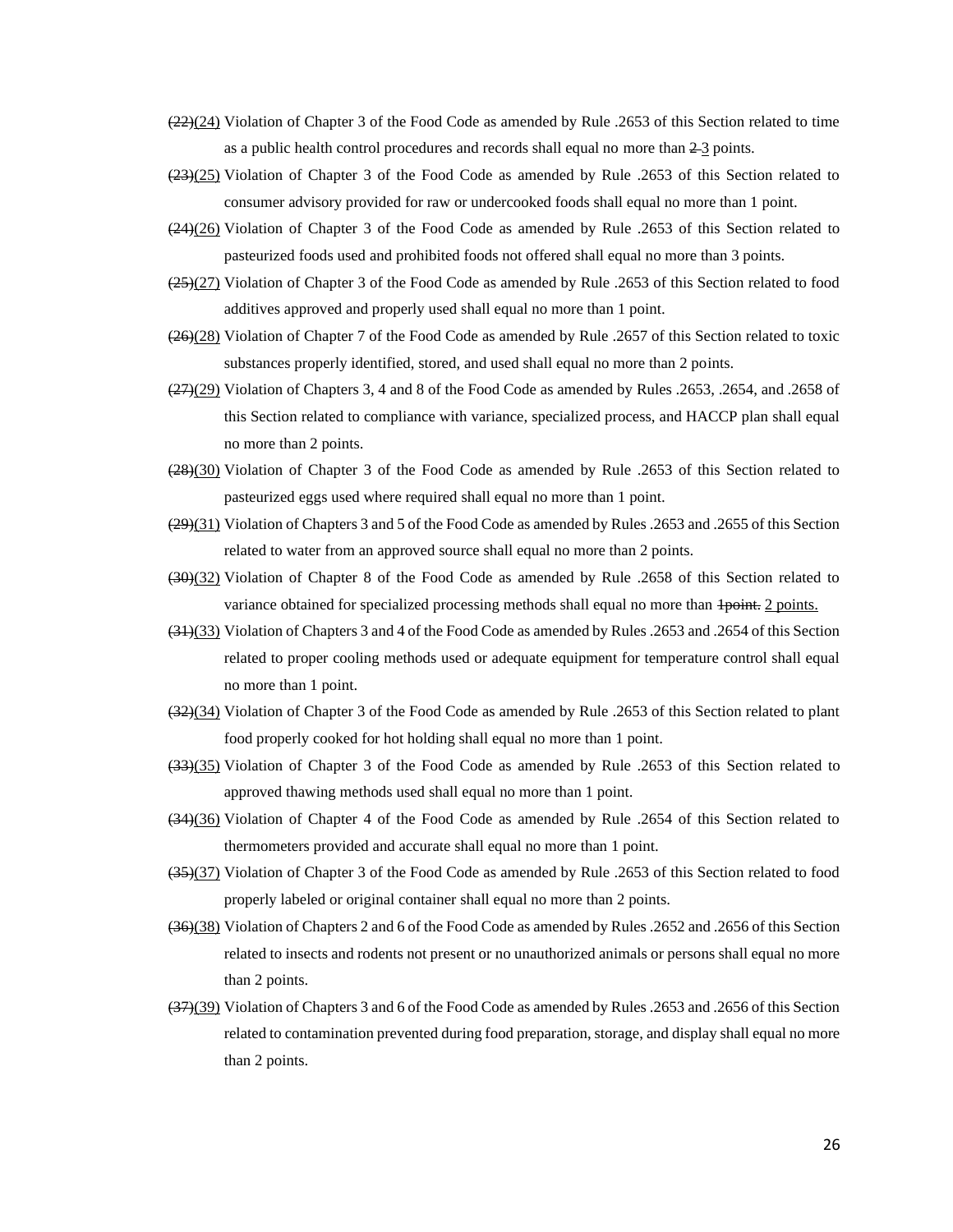~~(22)~~(24) Violation of Chapter 3 of the Food Code as amended by Rule .2653 of this Section related to time as a public health control procedures and records shall equal no more than ~~2~~ 3 points.

~~(23)~~(25) Violation of Chapter 3 of the Food Code as amended by Rule .2653 of this Section related to consumer advisory provided for raw or undercooked foods shall equal no more than 1 point.

~~(24)~~(26) Violation of Chapter 3 of the Food Code as amended by Rule .2653 of this Section related to pasteurized foods used and prohibited foods not offered shall equal no more than 3 points.

~~(25)~~(27) Violation of Chapter 3 of the Food Code as amended by Rule .2653 of this Section related to food additives approved and properly used shall equal no more than 1 point.

~~(26)~~(28) Violation of Chapter 7 of the Food Code as amended by Rule .2657 of this Section related to toxic substances properly identified, stored, and used shall equal no more than 2 points.

~~(27)~~(29) Violation of Chapters 3, 4 and 8 of the Food Code as amended by Rules .2653, .2654, and .2658 of this Section related to compliance with variance, specialized process, and HACCP plan shall equal no more than 2 points.

~~(28)~~(30) Violation of Chapter 3 of the Food Code as amended by Rule .2653 of this Section related to pasteurized eggs used where required shall equal no more than 1 point.

~~(29)~~(31) Violation of Chapters 3 and 5 of the Food Code as amended by Rules .2653 and .2655 of this Section related to water from an approved source shall equal no more than 2 points.

~~(30)~~(32) Violation of Chapter 8 of the Food Code as amended by Rule .2658 of this Section related to variance obtained for specialized processing methods shall equal no more than ~~1point.~~ 2 points.

~~(31)~~(33) Violation of Chapters 3 and 4 of the Food Code as amended by Rules .2653 and .2654 of this Section related to proper cooling methods used or adequate equipment for temperature control shall equal no more than 1 point.

~~(32)~~(34) Violation of Chapter 3 of the Food Code as amended by Rule .2653 of this Section related to plant food properly cooked for hot holding shall equal no more than 1 point.

~~(33)~~(35) Violation of Chapter 3 of the Food Code as amended by Rule .2653 of this Section related to approved thawing methods used shall equal no more than 1 point.

~~(34)~~(36) Violation of Chapter 4 of the Food Code as amended by Rule .2654 of this Section related to thermometers provided and accurate shall equal no more than 1 point.

~~(35)~~(37) Violation of Chapter 3 of the Food Code as amended by Rule .2653 of this Section related to food properly labeled or original container shall equal no more than 2 points.

~~(36)~~(38) Violation of Chapters 2 and 6 of the Food Code as amended by Rules .2652 and .2656 of this Section related to insects and rodents not present or no unauthorized animals or persons shall equal no more than 2 points.

~~(37)~~(39) Violation of Chapters 3 and 6 of the Food Code as amended by Rules .2653 and .2656 of this Section related to contamination prevented during food preparation, storage, and display shall equal no more than 2 points.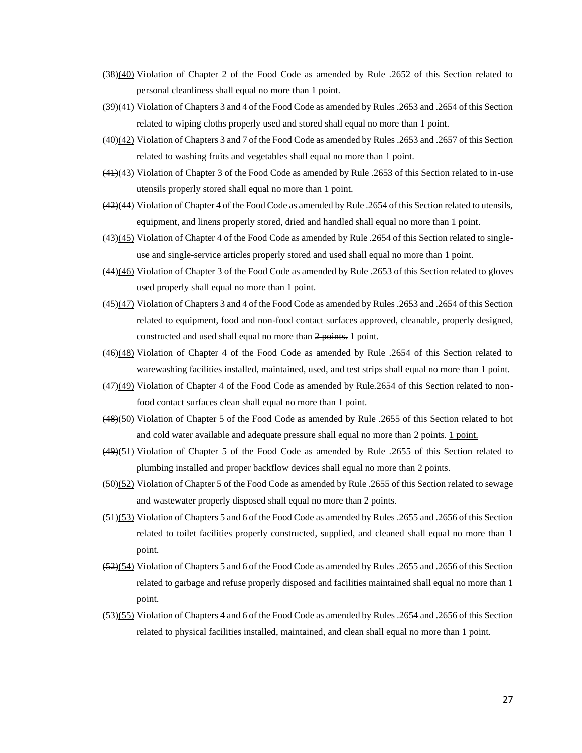~~(38)~~(40) Violation of Chapter 2 of the Food Code as amended by Rule .2652 of this Section related to personal cleanliness shall equal no more than 1 point.

~~(39)~~(41) Violation of Chapters 3 and 4 of the Food Code as amended by Rules .2653 and .2654 of this Section related to wiping cloths properly used and stored shall equal no more than 1 point.

~~(40)~~(42) Violation of Chapters 3 and 7 of the Food Code as amended by Rules .2653 and .2657 of this Section related to washing fruits and vegetables shall equal no more than 1 point.

~~(41)~~(43) Violation of Chapter 3 of the Food Code as amended by Rule .2653 of this Section related to in-use utensils properly stored shall equal no more than 1 point.

~~(42)~~(44) Violation of Chapter 4 of the Food Code as amended by Rule .2654 of this Section related to utensils, equipment, and linens properly stored, dried and handled shall equal no more than 1 point.

~~(43)~~(45) Violation of Chapter 4 of the Food Code as amended by Rule .2654 of this Section related to single-use and single-service articles properly stored and used shall equal no more than 1 point.

~~(44)~~(46) Violation of Chapter 3 of the Food Code as amended by Rule .2653 of this Section related to gloves used properly shall equal no more than 1 point.

~~(45)~~(47) Violation of Chapters 3 and 4 of the Food Code as amended by Rules .2653 and .2654 of this Section related to equipment, food and non-food contact surfaces approved, cleanable, properly designed, constructed and used shall equal no more than ~~2 points.~~ 1 point.

~~(46)~~(48) Violation of Chapter 4 of the Food Code as amended by Rule .2654 of this Section related to warewashing facilities installed, maintained, used, and test strips shall equal no more than 1 point.

~~(47)~~(49) Violation of Chapter 4 of the Food Code as amended by Rule.2654 of this Section related to non-food contact surfaces clean shall equal no more than 1 point.

~~(48)~~(50) Violation of Chapter 5 of the Food Code as amended by Rule .2655 of this Section related to hot and cold water available and adequate pressure shall equal no more than ~~2 points.~~ 1 point.

~~(49)~~(51) Violation of Chapter 5 of the Food Code as amended by Rule .2655 of this Section related to plumbing installed and proper backflow devices shall equal no more than 2 points.

~~(50)~~(52) Violation of Chapter 5 of the Food Code as amended by Rule .2655 of this Section related to sewage and wastewater properly disposed shall equal no more than 2 points.

~~(51)~~(53) Violation of Chapters 5 and 6 of the Food Code as amended by Rules .2655 and .2656 of this Section related to toilet facilities properly constructed, supplied, and cleaned shall equal no more than 1 point.

~~(52)~~(54) Violation of Chapters 5 and 6 of the Food Code as amended by Rules .2655 and .2656 of this Section related to garbage and refuse properly disposed and facilities maintained shall equal no more than 1 point.

~~(53)~~(55) Violation of Chapters 4 and 6 of the Food Code as amended by Rules .2654 and .2656 of this Section related to physical facilities installed, maintained, and clean shall equal no more than 1 point.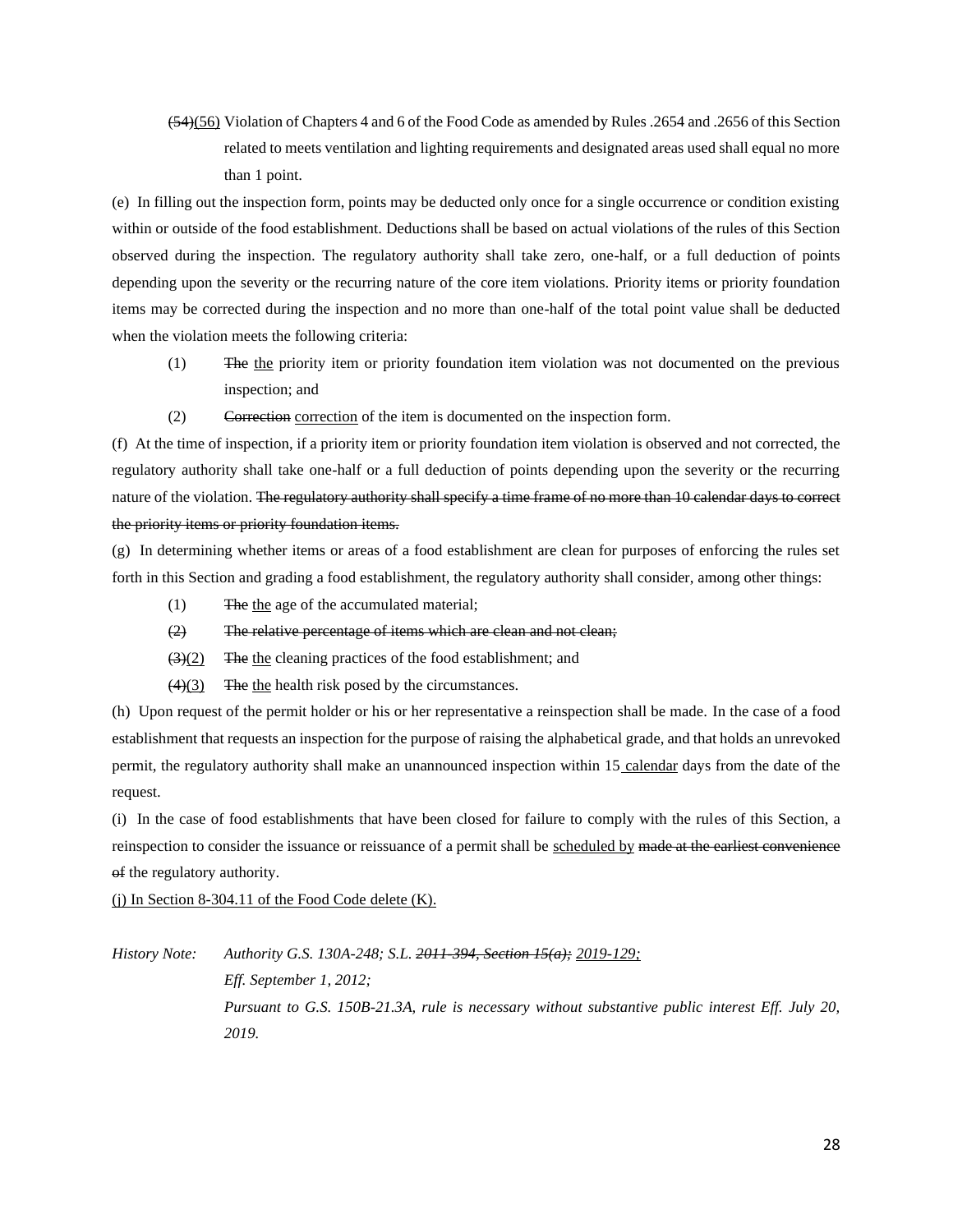~~(54)~~<u>(56)</u> Violation of Chapters 4 and 6 of the Food Code as amended by Rules .2654 and .2656 of this Section related to meets ventilation and lighting requirements and designated areas used shall equal no more than 1 point.

(e) In filling out the inspection form, points may be deducted only once for a single occurrence or condition existing within or outside of the food establishment. Deductions shall be based on actual violations of the rules of this Section observed during the inspection. The regulatory authority shall take zero, one-half, or a full deduction of points depending upon the severity or the recurring nature of the core item violations. Priority items or priority foundation items may be corrected during the inspection and no more than one-half of the total point value shall be deducted when the violation meets the following criteria:

(1) ~~The~~ <u>the</u> priority item or priority foundation item violation was not documented on the previous inspection; and

(2) ~~Correction~~ <u>correction</u> of the item is documented on the inspection form.

(f) At the time of inspection, if a priority item or priority foundation item violation is observed and not corrected, the regulatory authority shall take one-half or a full deduction of points depending upon the severity or the recurring nature of the violation. ~~The regulatory authority shall specify a time frame of no more than 10 calendar days to correct the priority items or priority foundation items.~~

(g) In determining whether items or areas of a food establishment are clean for purposes of enforcing the rules set forth in this Section and grading a food establishment, the regulatory authority shall consider, among other things:

(1) ~~The~~ <u>the</u> age of the accumulated material;

~~(2) The relative percentage of items which are clean and not clean;~~

~~(3)~~<u>(2)</u> ~~The~~ <u>the</u> cleaning practices of the food establishment; and

~~(4)~~<u>(3)</u> ~~The~~ <u>the</u> health risk posed by the circumstances.

(h) Upon request of the permit holder or his or her representative a reinspection shall be made. In the case of a food establishment that requests an inspection for the purpose of raising the alphabetical grade, and that holds an unrevoked permit, the regulatory authority shall make an unannounced inspection within 15 <u>calendar</u> days from the date of the request.

(i) In the case of food establishments that have been closed for failure to comply with the rules of this Section, a reinspection to consider the issuance or reissuance of a permit shall be <u>scheduled by</u> ~~made at the earliest convenience of~~ the regulatory authority.

<u>(j) In Section 8-304.11 of the Food Code delete (K).</u>

*History Note: Authority G.S. 130A-248; S.L. ~~2011-394, Section 15(a);~~ <u>2019-129;</u>*
*Eff. September 1, 2012;*
*Pursuant to G.S. 150B-21.3A, rule is necessary without substantive public interest Eff. July 20, 2019.*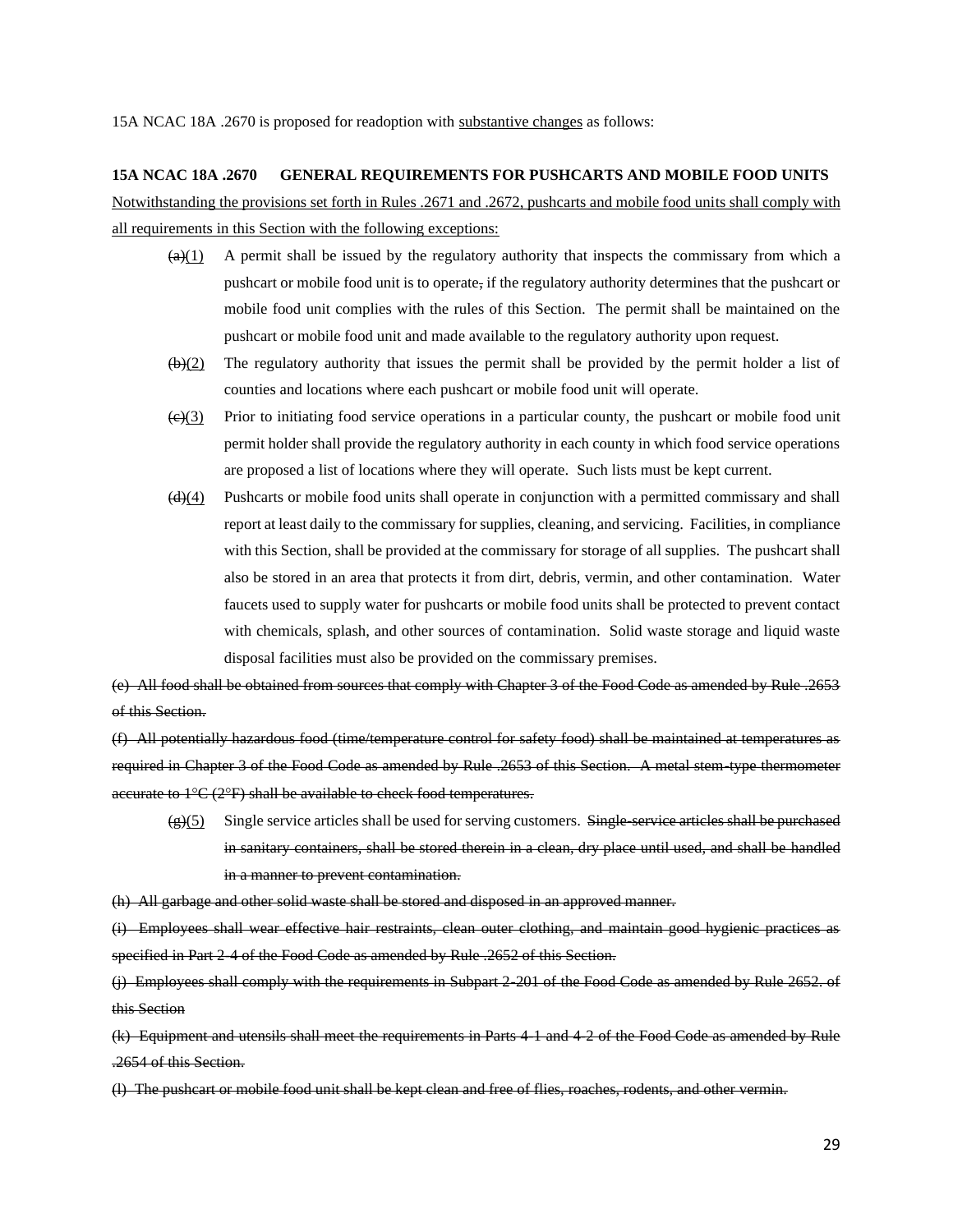15A NCAC 18A .2670 is proposed for readoption with <u>substantive changes</u> as follows:

**15A NCAC 18A .2670 GENERAL REQUIREMENTS FOR PUSHCARTS AND MOBILE FOOD UNITS**

<u>Notwithstanding the provisions set forth in Rules .2671 and .2672, pushcarts and mobile food units shall comply with all requirements in this Section with the following exceptions:</u>

~~(a)~~<u>(1)</u> A permit shall be issued by the regulatory authority that inspects the commissary from which a pushcart or mobile food unit is to operate~~,~~ if the regulatory authority determines that the pushcart or mobile food unit complies with the rules of this Section. The permit shall be maintained on the pushcart or mobile food unit and made available to the regulatory authority upon request.

~~(b)~~<u>(2)</u> The regulatory authority that issues the permit shall be provided by the permit holder a list of counties and locations where each pushcart or mobile food unit will operate.

~~(c)~~<u>(3)</u> Prior to initiating food service operations in a particular county, the pushcart or mobile food unit permit holder shall provide the regulatory authority in each county in which food service operations are proposed a list of locations where they will operate. Such lists must be kept current.

~~(d)~~<u>(4)</u> Pushcarts or mobile food units shall operate in conjunction with a permitted commissary and shall report at least daily to the commissary for supplies, cleaning, and servicing. Facilities, in compliance with this Section, shall be provided at the commissary for storage of all supplies. The pushcart shall also be stored in an area that protects it from dirt, debris, vermin, and other contamination. Water faucets used to supply water for pushcarts or mobile food units shall be protected to prevent contact with chemicals, splash, and other sources of contamination. Solid waste storage and liquid waste disposal facilities must also be provided on the commissary premises.

~~(e) All food shall be obtained from sources that comply with Chapter 3 of the Food Code as amended by Rule .2653 of this Section.~~

~~(f) All potentially hazardous food (time/temperature control for safety food) shall be maintained at temperatures as required in Chapter 3 of the Food Code as amended by Rule .2653 of this Section. A metal stem-type thermometer accurate to 1°C (2°F) shall be available to check food temperatures.~~

~~(g)~~<u>(5)</u> Single service articles shall be used for serving customers. ~~Single-service articles shall be purchased in sanitary containers, shall be stored therein in a clean, dry place until used, and shall be handled in a manner to prevent contamination.~~

~~(h) All garbage and other solid waste shall be stored and disposed in an approved manner.~~

~~(i) Employees shall wear effective hair restraints, clean outer clothing, and maintain good hygienic practices as specified in Part 2-4 of the Food Code as amended by Rule .2652 of this Section.~~

~~(j) Employees shall comply with the requirements in Subpart 2-201 of the Food Code as amended by Rule 2652. of this Section~~

~~(k) Equipment and utensils shall meet the requirements in Parts 4-1 and 4-2 of the Food Code as amended by Rule .2654 of this Section.~~

~~(l) The pushcart or mobile food unit shall be kept clean and free of flies, roaches, rodents, and other vermin.~~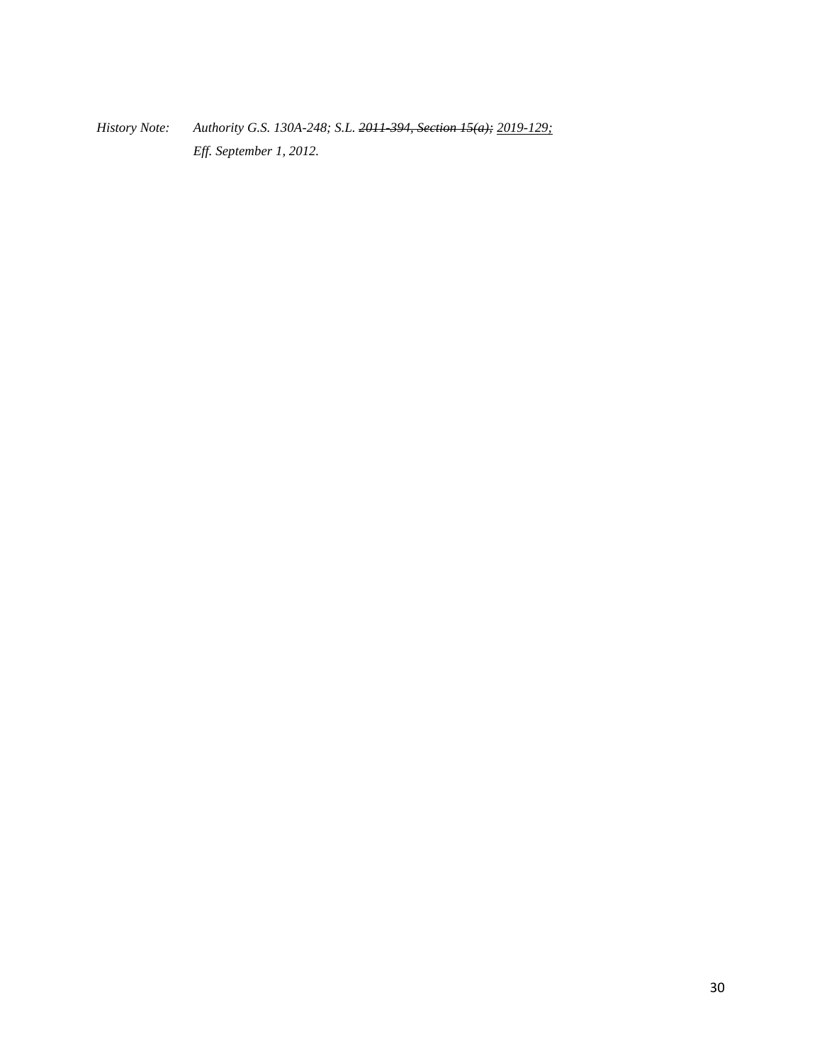*History Note: Authority G.S. 130A-248; S.L. ~~2011-394, Section 15(a);~~ <u>2019-129;</u>*
*Eff. September 1, 2012.*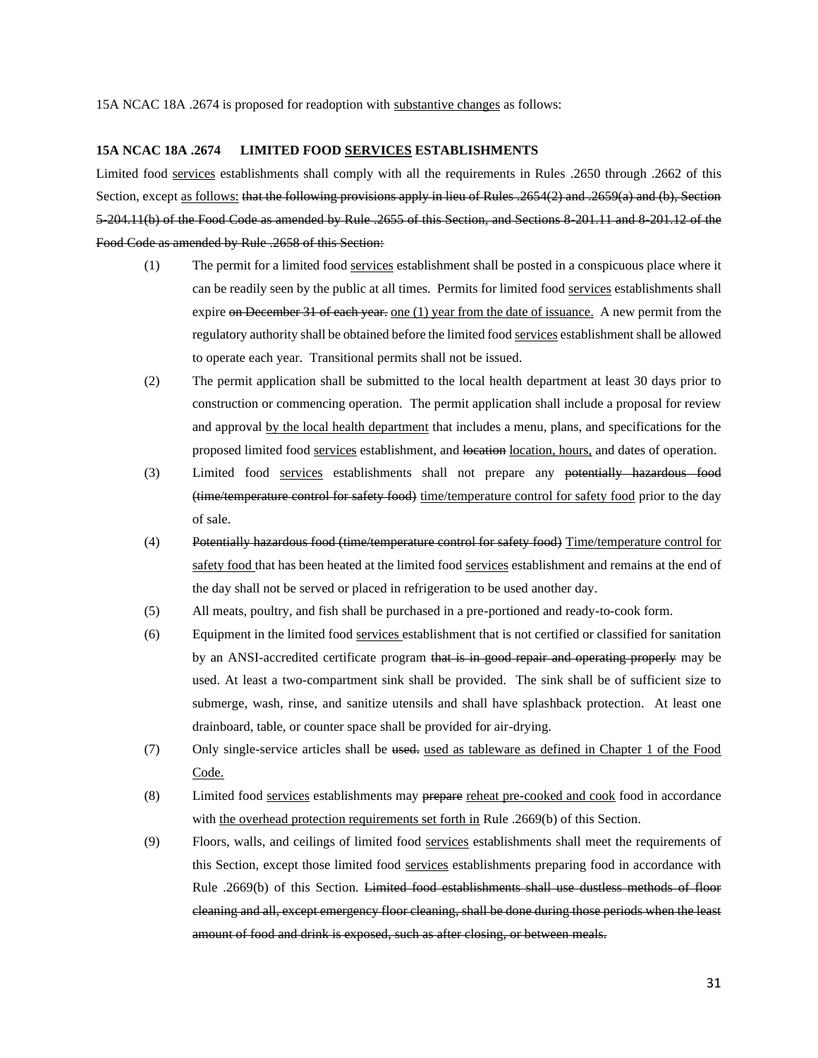15A NCAC 18A .2674 is proposed for readoption with <u>substantive changes</u> as follows:

**15A NCAC 18A .2674 LIMITED FOOD <u>SERVICES</u> ESTABLISHMENTS**

Limited food <u>services</u> establishments shall comply with all the requirements in Rules .2650 through .2662 of this Section, except <u>as follows:</u> ~~that the following provisions apply in lieu of Rules .2654(2) and .2659(a) and (b), Section 5-204.11(b) of the Food Code as amended by Rule .2655 of this Section, and Sections 8-201.11 and 8-201.12 of the Food Code as amended by Rule .2658 of this Section:~~

(1) The permit for a limited food <u>services</u> establishment shall be posted in a conspicuous place where it can be readily seen by the public at all times. Permits for limited food <u>services</u> establishments shall expire ~~on December 31 of each year.~~ <u>one (1) year from the date of issuance.</u> A new permit from the regulatory authority shall be obtained before the limited food <u>services</u> establishment shall be allowed to operate each year. Transitional permits shall not be issued.

(2) The permit application shall be submitted to the local health department at least 30 days prior to construction or commencing operation. The permit application shall include a proposal for review and approval <u>by the local health department</u> that includes a menu, plans, and specifications for the proposed limited food <u>services</u> establishment, and ~~location~~ <u>location, hours,</u> and dates of operation.

(3) Limited food <u>services</u> establishments shall not prepare any ~~potentially hazardous food (time/temperature control for safety food)~~ <u>time/temperature control for safety food</u> prior to the day of sale.

(4) ~~Potentially hazardous food (time/temperature control for safety food)~~ <u>Time/temperature control for safety food</u> that has been heated at the limited food <u>services</u> establishment and remains at the end of the day shall not be served or placed in refrigeration to be used another day.

(5) All meats, poultry, and fish shall be purchased in a pre-portioned and ready-to-cook form.

(6) Equipment in the limited food <u>services</u> establishment that is not certified or classified for sanitation by an ANSI-accredited certificate program ~~that is in good repair and operating properly~~ may be used. At least a two-compartment sink shall be provided. The sink shall be of sufficient size to submerge, wash, rinse, and sanitize utensils and shall have splashback protection. At least one drainboard, table, or counter space shall be provided for air-drying.

(7) Only single-service articles shall be ~~used.~~ <u>used as tableware as defined in Chapter 1 of the Food Code.</u>

(8) Limited food <u>services</u> establishments may ~~prepare~~ <u>reheat pre-cooked and cook</u> food in accordance with <u>the overhead protection requirements set forth in</u> Rule .2669(b) of this Section.

(9) Floors, walls, and ceilings of limited food <u>services</u> establishments shall meet the requirements of this Section, except those limited food <u>services</u> establishments preparing food in accordance with Rule .2669(b) of this Section. ~~Limited food establishments shall use dustless methods of floor cleaning and all, except emergency floor cleaning, shall be done during those periods when the least amount of food and drink is exposed, such as after closing, or between meals.~~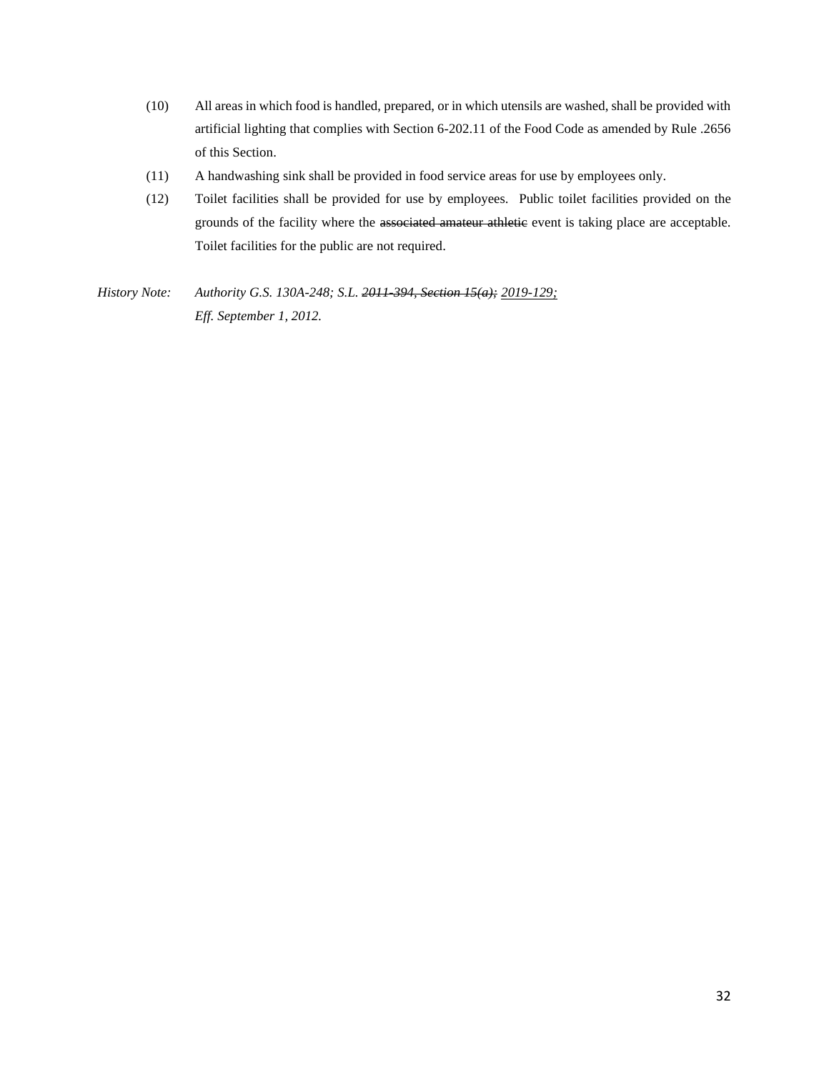(10) All areas in which food is handled, prepared, or in which utensils are washed, shall be provided with artificial lighting that complies with Section 6-202.11 of the Food Code as amended by Rule .2656 of this Section.

(11) A handwashing sink shall be provided in food service areas for use by employees only.

(12) Toilet facilities shall be provided for use by employees. Public toilet facilities provided on the grounds of the facility where the ~~associated amateur athletic~~ event is taking place are acceptable. Toilet facilities for the public are not required.

*History Note: Authority G.S. 130A-248; S.L. ~~2011-394, Section 15(a);~~ <u>2019-129;</u>*
*Eff. September 1, 2012.*